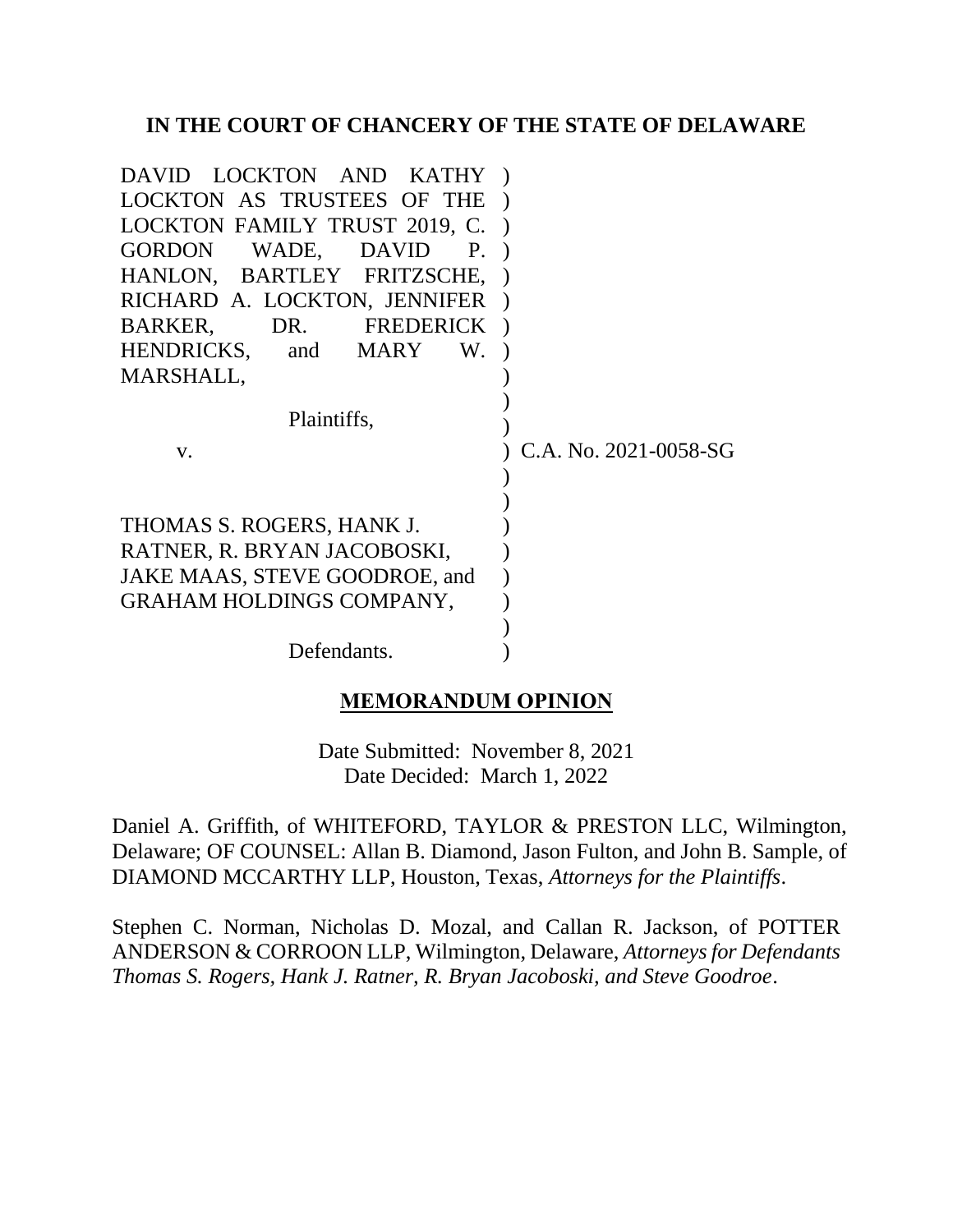**IN THE COURT OF CHANCERY OF THE STATE OF DELAWARE**

DAVID LOCKTON AND KATHY LOCKTON AS TRUSTEES OF THE LOCKTON FAMILY TRUST 2019, C. GORDON WADE, DAVID P. HANLON, BARTLEY FRITZSCHE, RICHARD A. LOCKTON, JENNIFER BARKER, DR. FREDERICK HENDRICKS, and MARY W. MARSHALL,

Plaintiffs,

v.

THOMAS S. ROGERS, HANK J. RATNER, R. BRYAN JACOBOSKI, JAKE MAAS, STEVE GOODROE, and GRAHAM HOLDINGS COMPANY,

Defendants.

C.A. No. 2021-0058-SG

**MEMORANDUM OPINION**

Date Submitted: November 8, 2021
Date Decided: March 1, 2022

Daniel A. Griffith, of WHITEFORD, TAYLOR & PRESTON LLC, Wilmington, Delaware; OF COUNSEL: Allan B. Diamond, Jason Fulton, and John B. Sample, of DIAMOND MCCARTHY LLP, Houston, Texas, *Attorneys for the Plaintiffs*.

Stephen C. Norman, Nicholas D. Mozal, and Callan R. Jackson, of POTTER ANDERSON & CORROON LLP, Wilmington, Delaware, *Attorneys for Defendants Thomas S. Rogers, Hank J. Ratner, R. Bryan Jacoboski, and Steve Goodroe*.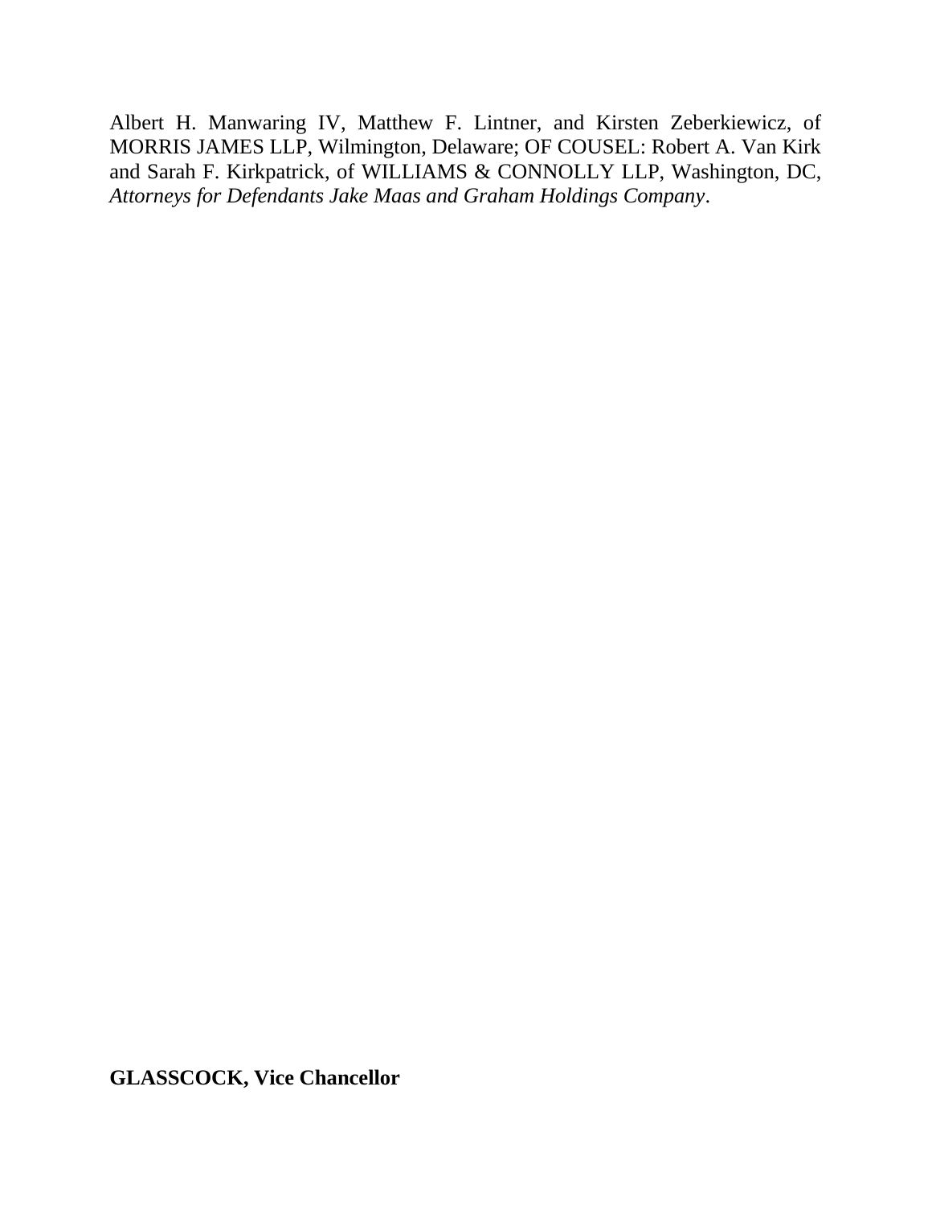Albert H. Manwaring IV, Matthew F. Lintner, and Kirsten Zeberkiewicz, of MORRIS JAMES LLP, Wilmington, Delaware; OF COUSEL: Robert A. Van Kirk and Sarah F. Kirkpatrick, of WILLIAMS & CONNOLLY LLP, Washington, DC, *Attorneys for Defendants Jake Maas and Graham Holdings Company*.

**GLASSCOCK, Vice Chancellor**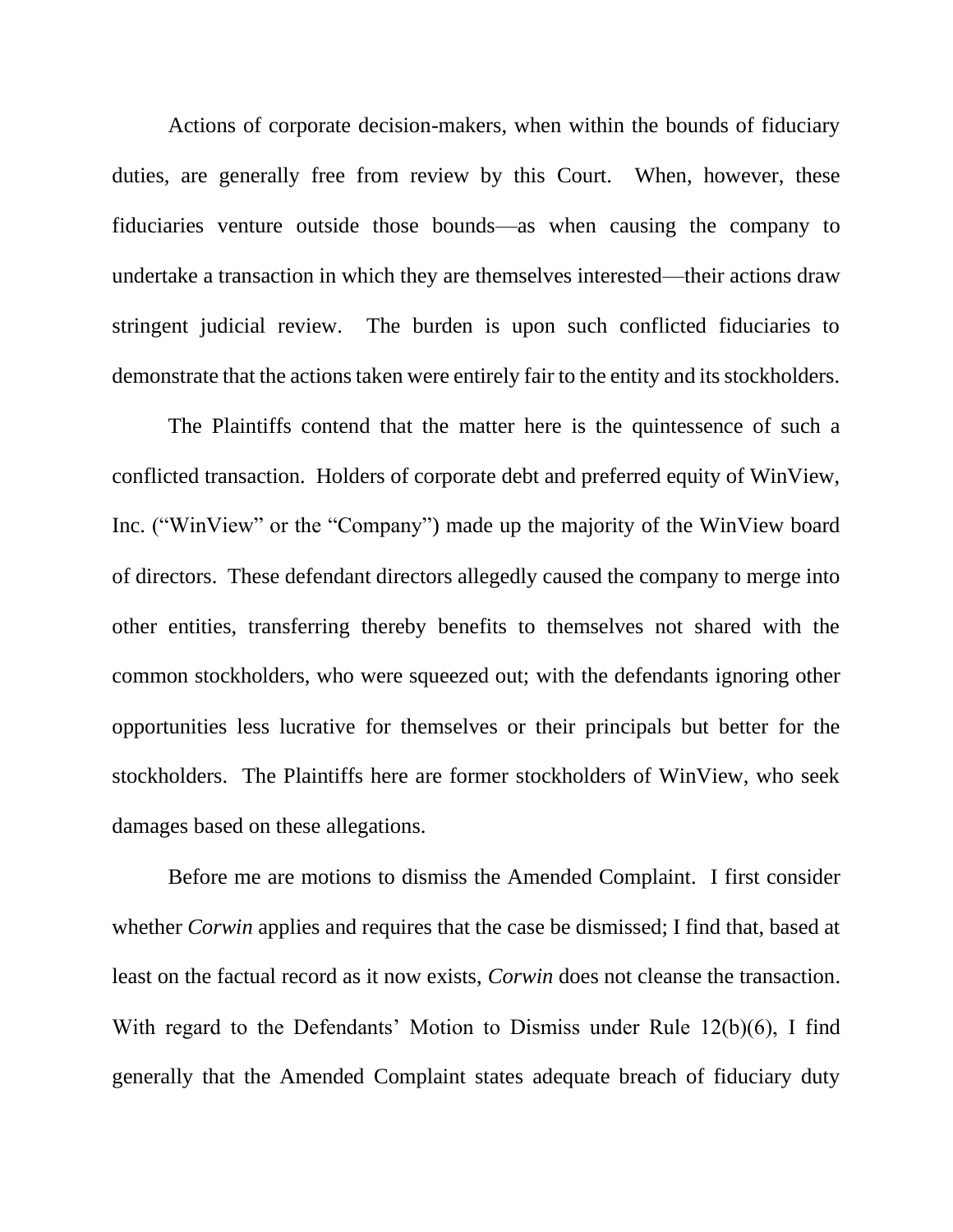Actions of corporate decision-makers, when within the bounds of fiduciary duties, are generally free from review by this Court. When, however, these fiduciaries venture outside those bounds—as when causing the company to undertake a transaction in which they are themselves interested—their actions draw stringent judicial review. The burden is upon such conflicted fiduciaries to demonstrate that the actions taken were entirely fair to the entity and its stockholders.

The Plaintiffs contend that the matter here is the quintessence of such a conflicted transaction. Holders of corporate debt and preferred equity of WinView, Inc. ("WinView" or the "Company") made up the majority of the WinView board of directors. These defendant directors allegedly caused the company to merge into other entities, transferring thereby benefits to themselves not shared with the common stockholders, who were squeezed out; with the defendants ignoring other opportunities less lucrative for themselves or their principals but better for the stockholders. The Plaintiffs here are former stockholders of WinView, who seek damages based on these allegations.

Before me are motions to dismiss the Amended Complaint. I first consider whether *Corwin* applies and requires that the case be dismissed; I find that, based at least on the factual record as it now exists, *Corwin* does not cleanse the transaction. With regard to the Defendants' Motion to Dismiss under Rule 12(b)(6), I find generally that the Amended Complaint states adequate breach of fiduciary duty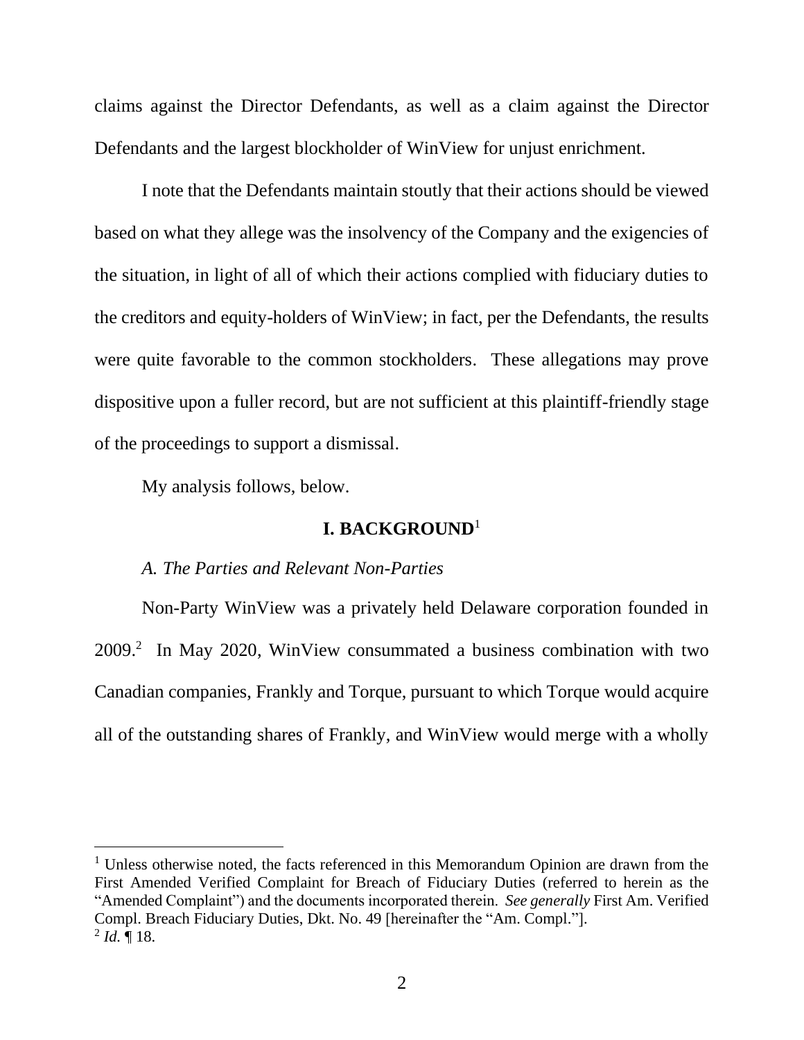claims against the Director Defendants, as well as a claim against the Director Defendants and the largest blockholder of WinView for unjust enrichment.

I note that the Defendants maintain stoutly that their actions should be viewed based on what they allege was the insolvency of the Company and the exigencies of the situation, in light of all of which their actions complied with fiduciary duties to the creditors and equity-holders of WinView; in fact, per the Defendants, the results were quite favorable to the common stockholders. These allegations may prove dispositive upon a fuller record, but are not sufficient at this plaintiff-friendly stage of the proceedings to support a dismissal.

My analysis follows, below.

## I. BACKGROUND[1]

### *A. The Parties and Relevant Non-Parties*

Non-Party WinView was a privately held Delaware corporation founded in 2009.[2] In May 2020, WinView consummated a business combination with two Canadian companies, Frankly and Torque, pursuant to which Torque would acquire all of the outstanding shares of Frankly, and WinView would merge with a wholly

---

[1] Unless otherwise noted, the facts referenced in this Memorandum Opinion are drawn from the First Amended Verified Complaint for Breach of Fiduciary Duties (referred to herein as the "Amended Complaint") and the documents incorporated therein. *See generally* First Am. Verified Compl. Breach Fiduciary Duties, Dkt. No. 49 [hereinafter the "Am. Compl."].

[2] *Id.* ¶ 18.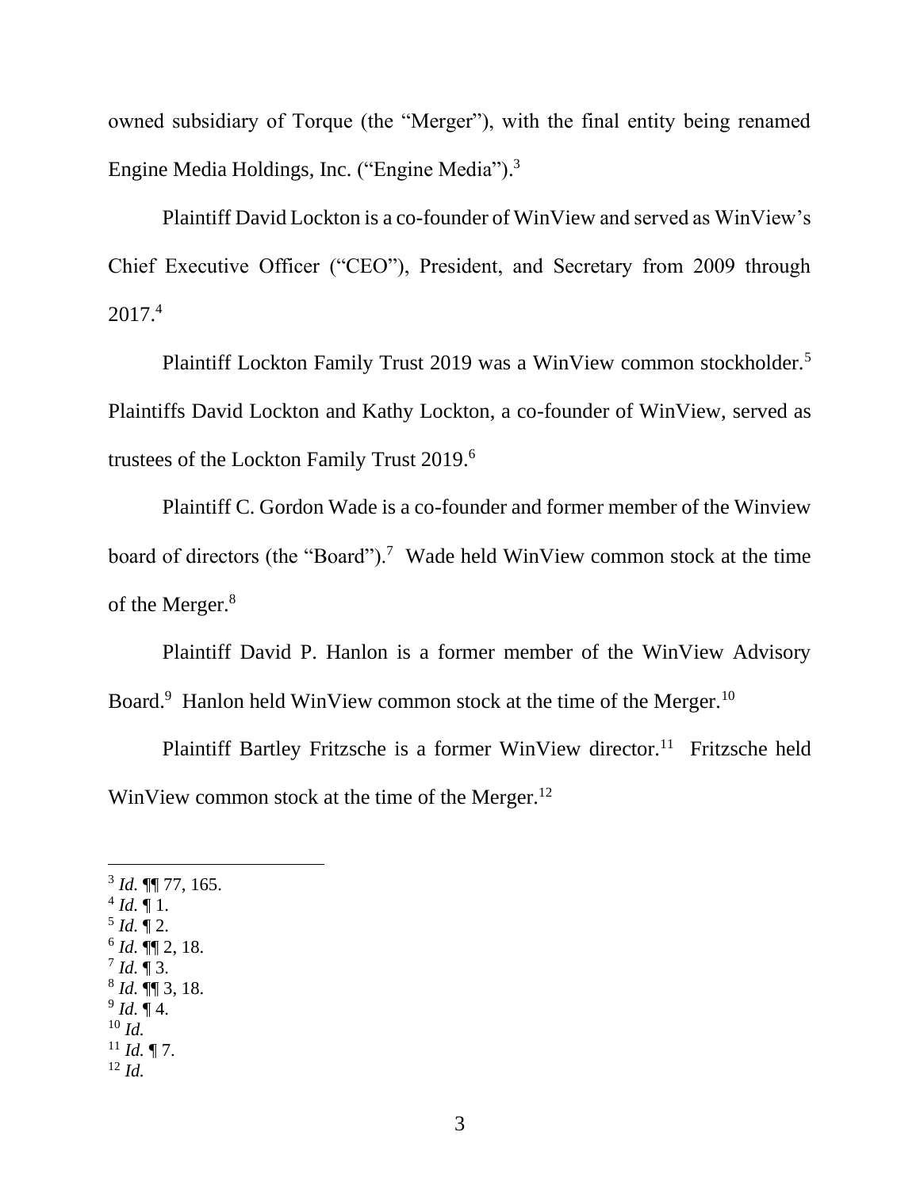owned subsidiary of Torque (the "Merger"), with the final entity being renamed Engine Media Holdings, Inc. ("Engine Media").[3]

Plaintiff David Lockton is a co-founder of WinView and served as WinView's Chief Executive Officer ("CEO"), President, and Secretary from 2009 through 2017.[4]

Plaintiff Lockton Family Trust 2019 was a WinView common stockholder.[5] Plaintiffs David Lockton and Kathy Lockton, a co-founder of WinView, served as trustees of the Lockton Family Trust 2019.[6]

Plaintiff C. Gordon Wade is a co-founder and former member of the Winview board of directors (the "Board").[7] Wade held WinView common stock at the time of the Merger.[8]

Plaintiff David P. Hanlon is a former member of the WinView Advisory Board.[9] Hanlon held WinView common stock at the time of the Merger.[10]

Plaintiff Bartley Fritzsche is a former WinView director.[11] Fritzsche held WinView common stock at the time of the Merger.[12]

---

[3] *Id.* ¶¶ 77, 165.
[4] *Id.* ¶ 1.
[5] *Id.* ¶ 2.
[6] *Id.* ¶¶ 2, 18.
[7] *Id.* ¶ 3.
[8] *Id.* ¶¶ 3, 18.
[9] *Id.* ¶ 4.
[10] *Id.*
[11] *Id.* ¶ 7.
[12] *Id.*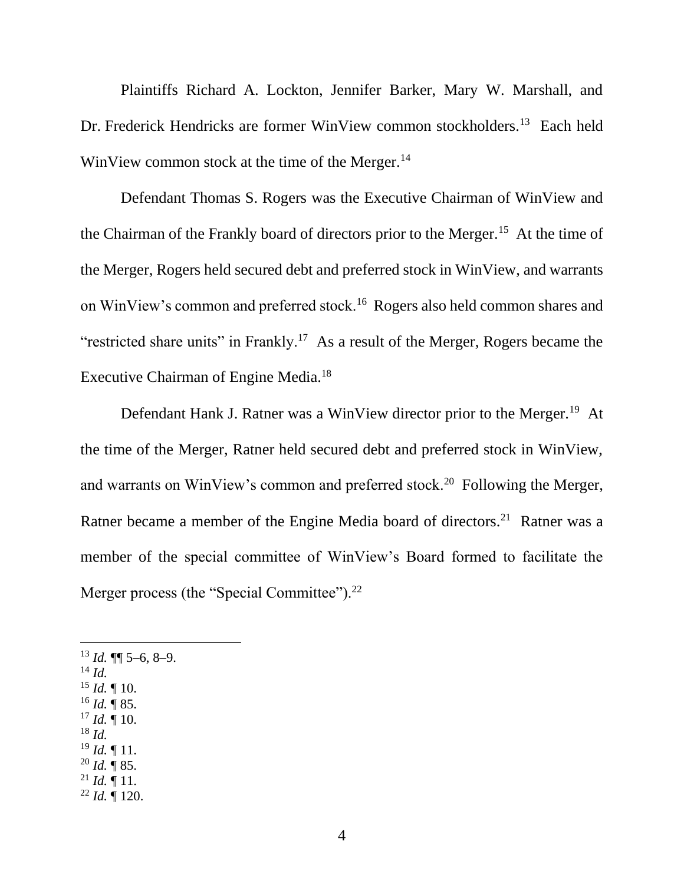Plaintiffs Richard A. Lockton, Jennifer Barker, Mary W. Marshall, and Dr. Frederick Hendricks are former WinView common stockholders.[13] Each held WinView common stock at the time of the Merger.[14]

Defendant Thomas S. Rogers was the Executive Chairman of WinView and the Chairman of the Frankly board of directors prior to the Merger.[15] At the time of the Merger, Rogers held secured debt and preferred stock in WinView, and warrants on WinView's common and preferred stock.[16] Rogers also held common shares and "restricted share units" in Frankly.[17] As a result of the Merger, Rogers became the Executive Chairman of Engine Media.[18]

Defendant Hank J. Ratner was a WinView director prior to the Merger.[19] At the time of the Merger, Ratner held secured debt and preferred stock in WinView, and warrants on WinView's common and preferred stock.[20] Following the Merger, Ratner became a member of the Engine Media board of directors.[21] Ratner was a member of the special committee of WinView's Board formed to facilitate the Merger process (the "Special Committee").[22]

---

[13] *Id.* ¶¶ 5–6, 8–9.
[14] *Id.*
[15] *Id.* ¶ 10.
[16] *Id.* ¶ 85.
[17] *Id.* ¶ 10.
[18] *Id.*
[19] *Id.* ¶ 11.
[20] *Id.* ¶ 85.
[21] *Id.* ¶ 11.
[22] *Id.* ¶ 120.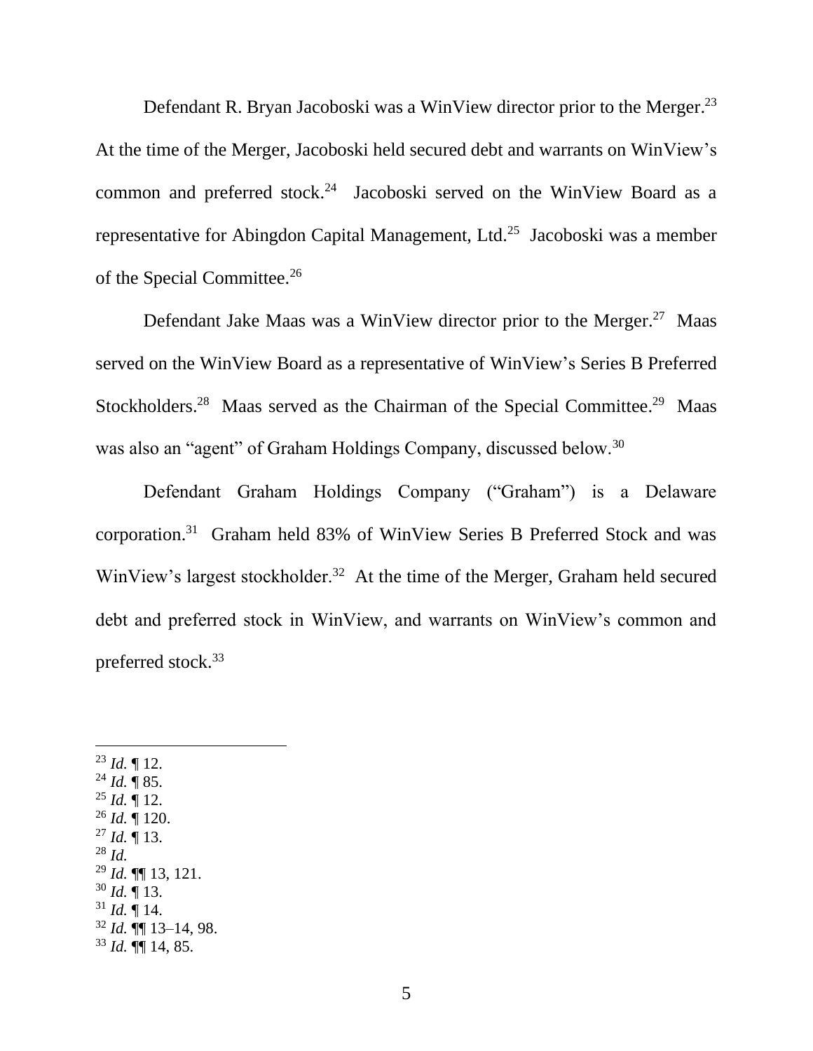Defendant R. Bryan Jacoboski was a WinView director prior to the Merger.[23] At the time of the Merger, Jacoboski held secured debt and warrants on WinView's common and preferred stock.[24] Jacoboski served on the WinView Board as a representative for Abingdon Capital Management, Ltd.[25] Jacoboski was a member of the Special Committee.[26]

Defendant Jake Maas was a WinView director prior to the Merger.[27] Maas served on the WinView Board as a representative of WinView's Series B Preferred Stockholders.[28] Maas served as the Chairman of the Special Committee.[29] Maas was also an "agent" of Graham Holdings Company, discussed below.[30]

Defendant Graham Holdings Company ("Graham") is a Delaware corporation.[31] Graham held 83% of WinView Series B Preferred Stock and was WinView's largest stockholder.[32] At the time of the Merger, Graham held secured debt and preferred stock in WinView, and warrants on WinView's common and preferred stock.[33]

---

[23] *Id.* ¶ 12.
[24] *Id.* ¶ 85.
[25] *Id.* ¶ 12.
[26] *Id.* ¶ 120.
[27] *Id.* ¶ 13.
[28] *Id.*
[29] *Id.* ¶¶ 13, 121.
[30] *Id.* ¶ 13.
[31] *Id.* ¶ 14.
[32] *Id.* ¶¶ 13–14, 98.
[33] *Id.* ¶¶ 14, 85.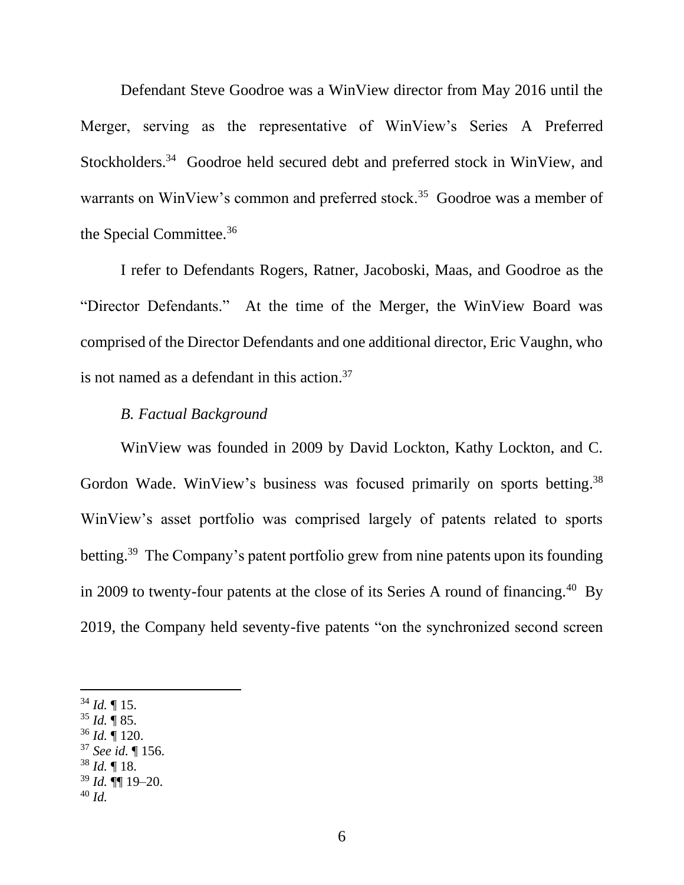Defendant Steve Goodroe was a WinView director from May 2016 until the Merger, serving as the representative of WinView's Series A Preferred Stockholders.[34] Goodroe held secured debt and preferred stock in WinView, and warrants on WinView's common and preferred stock.[35] Goodroe was a member of the Special Committee.[36]

I refer to Defendants Rogers, Ratner, Jacoboski, Maas, and Goodroe as the "Director Defendants." At the time of the Merger, the WinView Board was comprised of the Director Defendants and one additional director, Eric Vaughn, who is not named as a defendant in this action.[37]

### *B. Factual Background*

WinView was founded in 2009 by David Lockton, Kathy Lockton, and C. Gordon Wade. WinView's business was focused primarily on sports betting.[38] WinView's asset portfolio was comprised largely of patents related to sports betting.[39] The Company's patent portfolio grew from nine patents upon its founding in 2009 to twenty-four patents at the close of its Series A round of financing.[40] By 2019, the Company held seventy-five patents "on the synchronized second screen

---

[34] *Id.* ¶ 15.
[35] *Id.* ¶ 85.
[36] *Id.* ¶ 120.
[37] *See id.* ¶ 156.
[38] *Id.* ¶ 18.
[39] *Id.* ¶¶ 19–20.
[40] *Id.*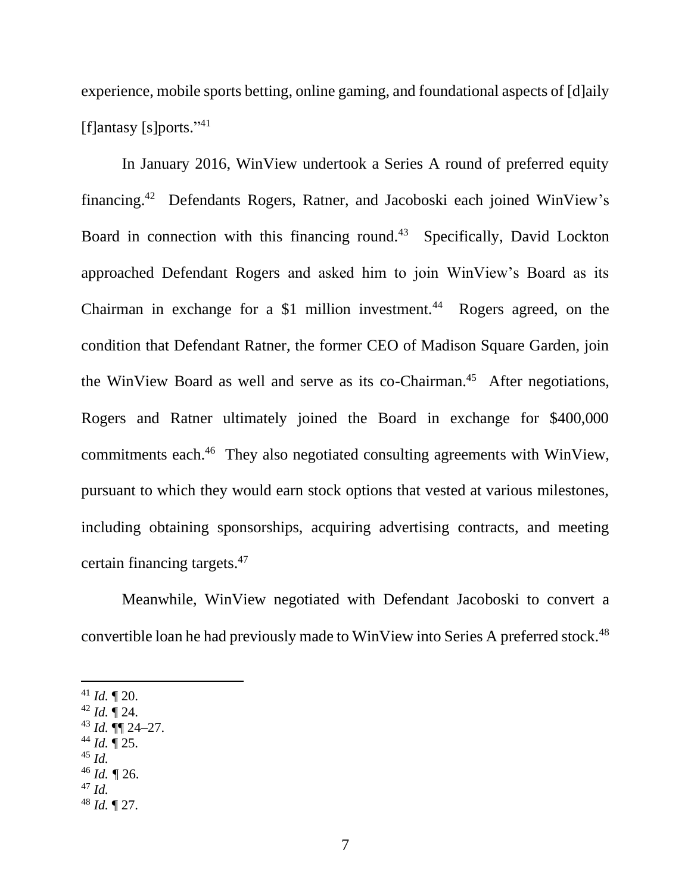experience, mobile sports betting, online gaming, and foundational aspects of [d]aily [f]antasy [s]ports."[41]

In January 2016, WinView undertook a Series A round of preferred equity financing.[42] Defendants Rogers, Ratner, and Jacoboski each joined WinView's Board in connection with this financing round.[43] Specifically, David Lockton approached Defendant Rogers and asked him to join WinView's Board as its Chairman in exchange for a $1 million investment.[44] Rogers agreed, on the condition that Defendant Ratner, the former CEO of Madison Square Garden, join the WinView Board as well and serve as its co-Chairman.[45] After negotiations, Rogers and Ratner ultimately joined the Board in exchange for $400,000 commitments each.[46] They also negotiated consulting agreements with WinView, pursuant to which they would earn stock options that vested at various milestones, including obtaining sponsorships, acquiring advertising contracts, and meeting certain financing targets.[47]

Meanwhile, WinView negotiated with Defendant Jacoboski to convert a convertible loan he had previously made to WinView into Series A preferred stock.[48]

---

[41] *Id.* ¶ 20.
[42] *Id.* ¶ 24.
[43] *Id.* ¶¶ 24–27.
[44] *Id.* ¶ 25.
[45] *Id.*
[46] *Id.* ¶ 26.
[47] *Id.*
[48] *Id.* ¶ 27.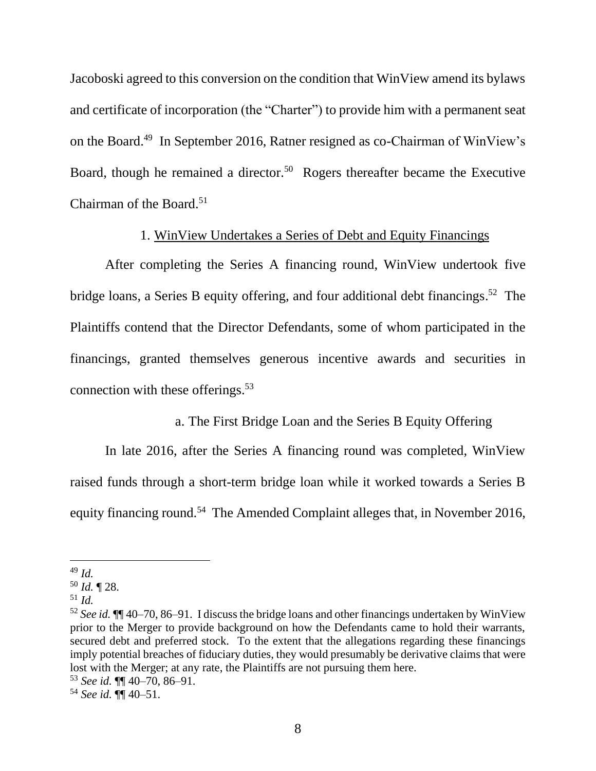Jacoboski agreed to this conversion on the condition that WinView amend its bylaws and certificate of incorporation (the "Charter") to provide him with a permanent seat on the Board.[49] In September 2016, Ratner resigned as co-Chairman of WinView's Board, though he remained a director.[50] Rogers thereafter became the Executive Chairman of the Board.[51]

### 1. WinView Undertakes a Series of Debt and Equity Financings

After completing the Series A financing round, WinView undertook five bridge loans, a Series B equity offering, and four additional debt financings.[52] The Plaintiffs contend that the Director Defendants, some of whom participated in the financings, granted themselves generous incentive awards and securities in connection with these offerings.[53]

#### a. The First Bridge Loan and the Series B Equity Offering

In late 2016, after the Series A financing round was completed, WinView raised funds through a short-term bridge loan while it worked towards a Series B equity financing round.[54] The Amended Complaint alleges that, in November 2016,

---

[49] *Id.*

[50] *Id.* ¶ 28.

[51] *Id.*

[52] *See id.* ¶¶ 40–70, 86–91. I discuss the bridge loans and other financings undertaken by WinView prior to the Merger to provide background on how the Defendants came to hold their warrants, secured debt and preferred stock. To the extent that the allegations regarding these financings imply potential breaches of fiduciary duties, they would presumably be derivative claims that were lost with the Merger; at any rate, the Plaintiffs are not pursuing them here.

[53] *See id.* ¶¶ 40–70, 86–91.

[54] *See id.* ¶¶ 40–51.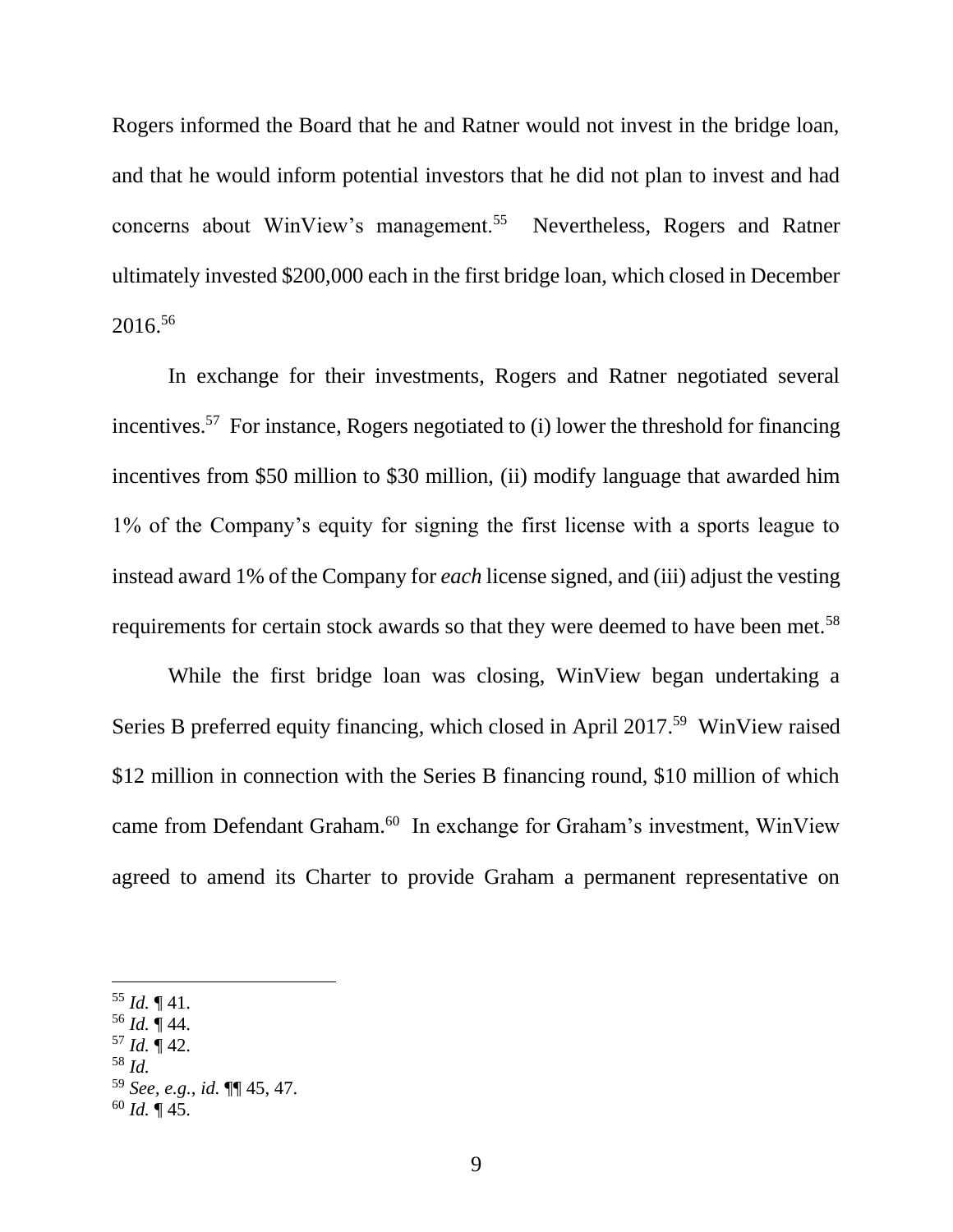Rogers informed the Board that he and Ratner would not invest in the bridge loan, and that he would inform potential investors that he did not plan to invest and had concerns about WinView's management.[55] Nevertheless, Rogers and Ratner ultimately invested $200,000 each in the first bridge loan, which closed in December 2016.[56]

In exchange for their investments, Rogers and Ratner negotiated several incentives.[57] For instance, Rogers negotiated to (i) lower the threshold for financing incentives from $50 million to $30 million, (ii) modify language that awarded him 1% of the Company's equity for signing the first license with a sports league to instead award 1% of the Company for *each* license signed, and (iii) adjust the vesting requirements for certain stock awards so that they were deemed to have been met.[58]

While the first bridge loan was closing, WinView began undertaking a Series B preferred equity financing, which closed in April 2017.[59] WinView raised $12 million in connection with the Series B financing round, $10 million of which came from Defendant Graham.[60] In exchange for Graham's investment, WinView agreed to amend its Charter to provide Graham a permanent representative on

---

[55] *Id.* ¶ 41.
[56] *Id.* ¶ 44.
[57] *Id.* ¶ 42.
[58] *Id.*
[59] *See, e.g.*, *id.* ¶¶ 45, 47.
[60] *Id.* ¶ 45.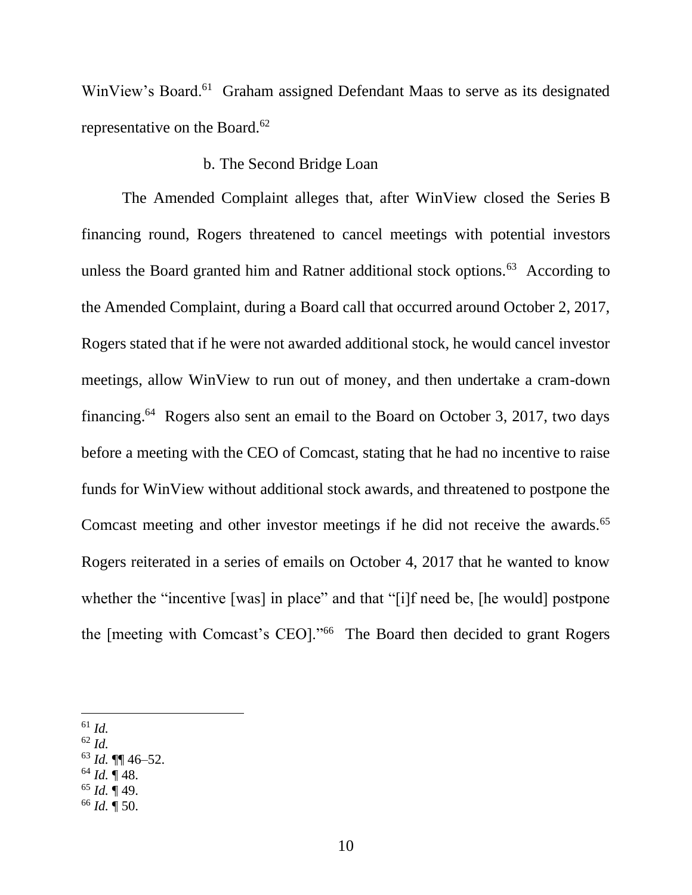WinView's Board.[61] Graham assigned Defendant Maas to serve as its designated representative on the Board.[62]

### b. The Second Bridge Loan

The Amended Complaint alleges that, after WinView closed the Series B financing round, Rogers threatened to cancel meetings with potential investors unless the Board granted him and Ratner additional stock options.[63] According to the Amended Complaint, during a Board call that occurred around October 2, 2017, Rogers stated that if he were not awarded additional stock, he would cancel investor meetings, allow WinView to run out of money, and then undertake a cram-down financing.[64] Rogers also sent an email to the Board on October 3, 2017, two days before a meeting with the CEO of Comcast, stating that he had no incentive to raise funds for WinView without additional stock awards, and threatened to postpone the Comcast meeting and other investor meetings if he did not receive the awards.[65] Rogers reiterated in a series of emails on October 4, 2017 that he wanted to know whether the "incentive [was] in place" and that "[i]f need be, [he would] postpone the [meeting with Comcast's CEO]."[66] The Board then decided to grant Rogers

---

[61] *Id.*

[62] *Id.*

[63] *Id.* ¶¶ 46–52.

[64] *Id.* ¶ 48.

[65] *Id.* ¶ 49.

[66] *Id.* ¶ 50.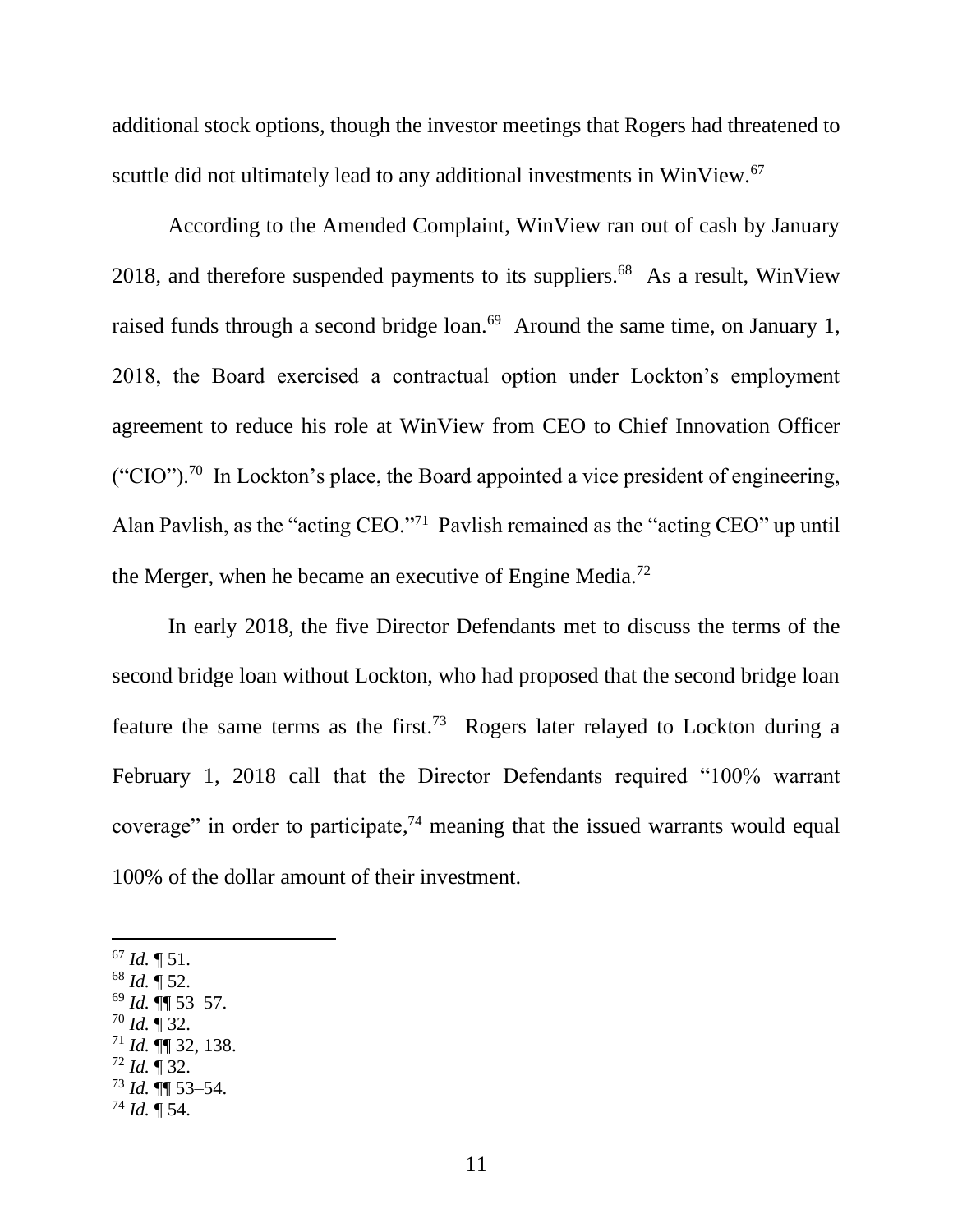additional stock options, though the investor meetings that Rogers had threatened to scuttle did not ultimately lead to any additional investments in WinView.[67]

According to the Amended Complaint, WinView ran out of cash by January 2018, and therefore suspended payments to its suppliers.[68] As a result, WinView raised funds through a second bridge loan.[69] Around the same time, on January 1, 2018, the Board exercised a contractual option under Lockton's employment agreement to reduce his role at WinView from CEO to Chief Innovation Officer ("CIO").[70] In Lockton's place, the Board appointed a vice president of engineering, Alan Pavlish, as the "acting CEO."[71] Pavlish remained as the "acting CEO" up until the Merger, when he became an executive of Engine Media.[72]

In early 2018, the five Director Defendants met to discuss the terms of the second bridge loan without Lockton, who had proposed that the second bridge loan feature the same terms as the first.[73] Rogers later relayed to Lockton during a February 1, 2018 call that the Director Defendants required "100% warrant coverage" in order to participate,[74] meaning that the issued warrants would equal 100% of the dollar amount of their investment.

---

[67] *Id.* ¶ 51.
[68] *Id.* ¶ 52.
[69] *Id.* ¶¶ 53–57.
[70] *Id.* ¶ 32.
[71] *Id.* ¶¶ 32, 138.
[72] *Id.* ¶ 32.
[73] *Id.* ¶¶ 53–54.
[74] *Id.* ¶ 54.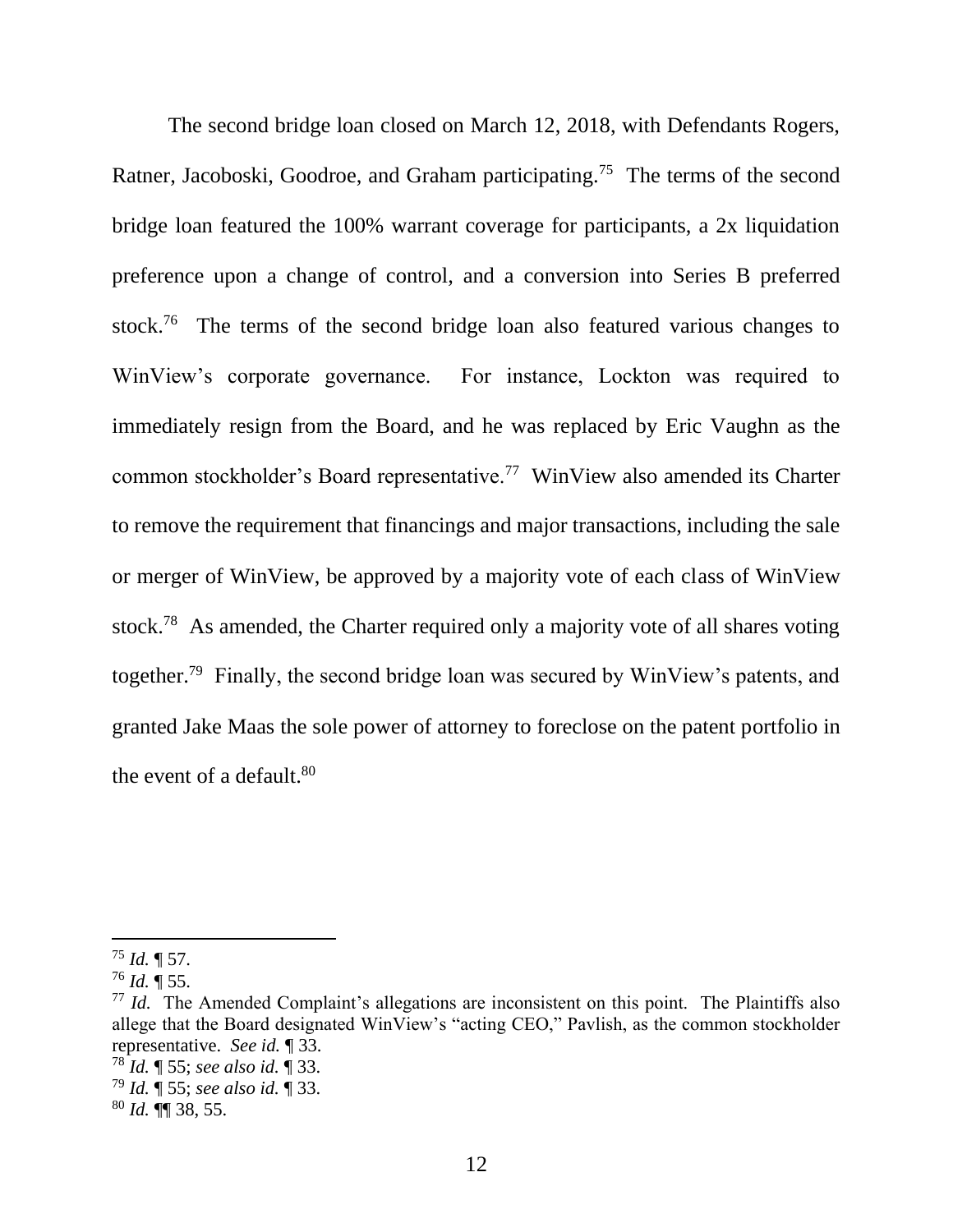The second bridge loan closed on March 12, 2018, with Defendants Rogers, Ratner, Jacoboski, Goodroe, and Graham participating.[75] The terms of the second bridge loan featured the 100% warrant coverage for participants, a 2x liquidation preference upon a change of control, and a conversion into Series B preferred stock.[76] The terms of the second bridge loan also featured various changes to WinView's corporate governance. For instance, Lockton was required to immediately resign from the Board, and he was replaced by Eric Vaughn as the common stockholder's Board representative.[77] WinView also amended its Charter to remove the requirement that financings and major transactions, including the sale or merger of WinView, be approved by a majority vote of each class of WinView stock.[78] As amended, the Charter required only a majority vote of all shares voting together.[79] Finally, the second bridge loan was secured by WinView's patents, and granted Jake Maas the sole power of attorney to foreclose on the patent portfolio in the event of a default.[80]

---

[75] *Id.* ¶ 57.

[76] *Id.* ¶ 55.

[77] *Id.* The Amended Complaint's allegations are inconsistent on this point. The Plaintiffs also allege that the Board designated WinView's "acting CEO," Pavlish, as the common stockholder representative. *See id.* ¶ 33.

[78] *Id.* ¶ 55; *see also id.* ¶ 33.

[79] *Id.* ¶ 55; *see also id.* ¶ 33.

[80] *Id.* ¶¶ 38, 55.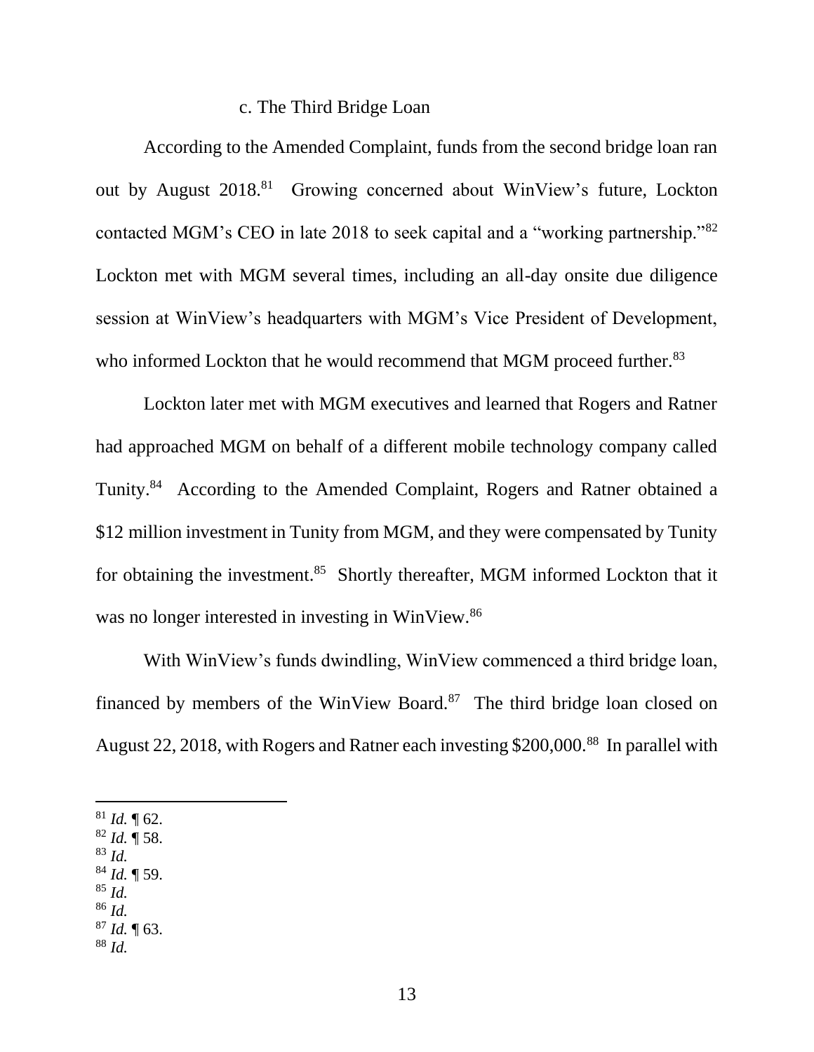### c. The Third Bridge Loan

According to the Amended Complaint, funds from the second bridge loan ran out by August 2018.[81] Growing concerned about WinView's future, Lockton contacted MGM's CEO in late 2018 to seek capital and a "working partnership."[82] Lockton met with MGM several times, including an all-day onsite due diligence session at WinView's headquarters with MGM's Vice President of Development, who informed Lockton that he would recommend that MGM proceed further.[83]

Lockton later met with MGM executives and learned that Rogers and Ratner had approached MGM on behalf of a different mobile technology company called Tunity.[84] According to the Amended Complaint, Rogers and Ratner obtained a $12 million investment in Tunity from MGM, and they were compensated by Tunity for obtaining the investment.[85] Shortly thereafter, MGM informed Lockton that it was no longer interested in investing in WinView.[86]

With WinView's funds dwindling, WinView commenced a third bridge loan, financed by members of the WinView Board.[87] The third bridge loan closed on August 22, 2018, with Rogers and Ratner each investing $200,000.[88] In parallel with

---

[81] *Id.* ¶ 62.
[82] *Id.* ¶ 58.
[83] *Id.*
[84] *Id.* ¶ 59.
[85] *Id.*
[86] *Id.*
[87] *Id.* ¶ 63.
[88] *Id.*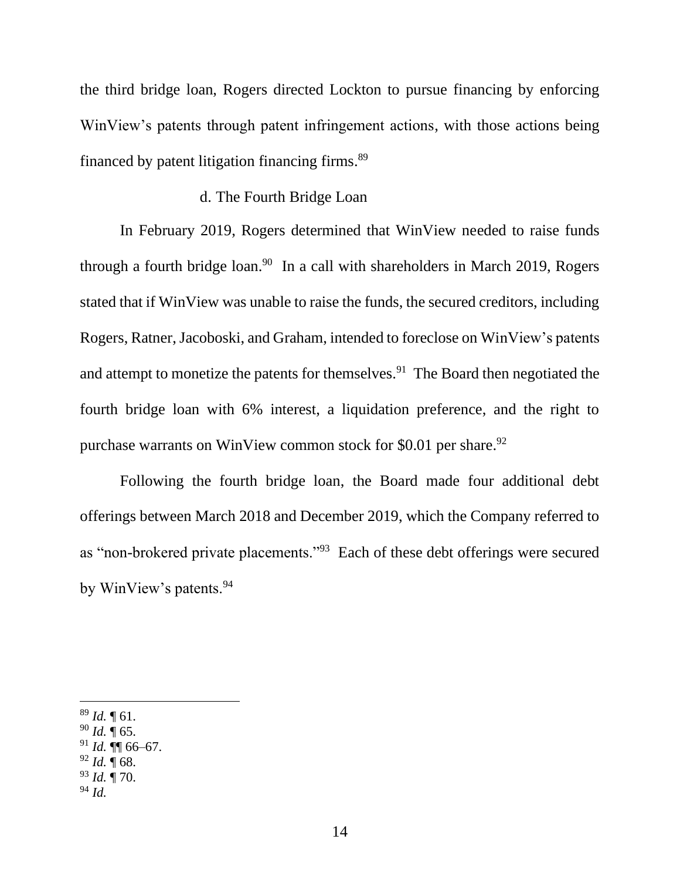the third bridge loan, Rogers directed Lockton to pursue financing by enforcing WinView's patents through patent infringement actions, with those actions being financed by patent litigation financing firms.[89]

d. The Fourth Bridge Loan

In February 2019, Rogers determined that WinView needed to raise funds through a fourth bridge loan.[90] In a call with shareholders in March 2019, Rogers stated that if WinView was unable to raise the funds, the secured creditors, including Rogers, Ratner, Jacoboski, and Graham, intended to foreclose on WinView's patents and attempt to monetize the patents for themselves.[91] The Board then negotiated the fourth bridge loan with 6% interest, a liquidation preference, and the right to purchase warrants on WinView common stock for $0.01 per share.[92]

Following the fourth bridge loan, the Board made four additional debt offerings between March 2018 and December 2019, which the Company referred to as "non-brokered private placements."[93] Each of these debt offerings were secured by WinView's patents.[94]

---

[89] *Id.* ¶ 61.
[90] *Id.* ¶ 65.
[91] *Id.* ¶¶ 66–67.
[92] *Id.* ¶ 68.
[93] *Id.* ¶ 70.
[94] *Id.*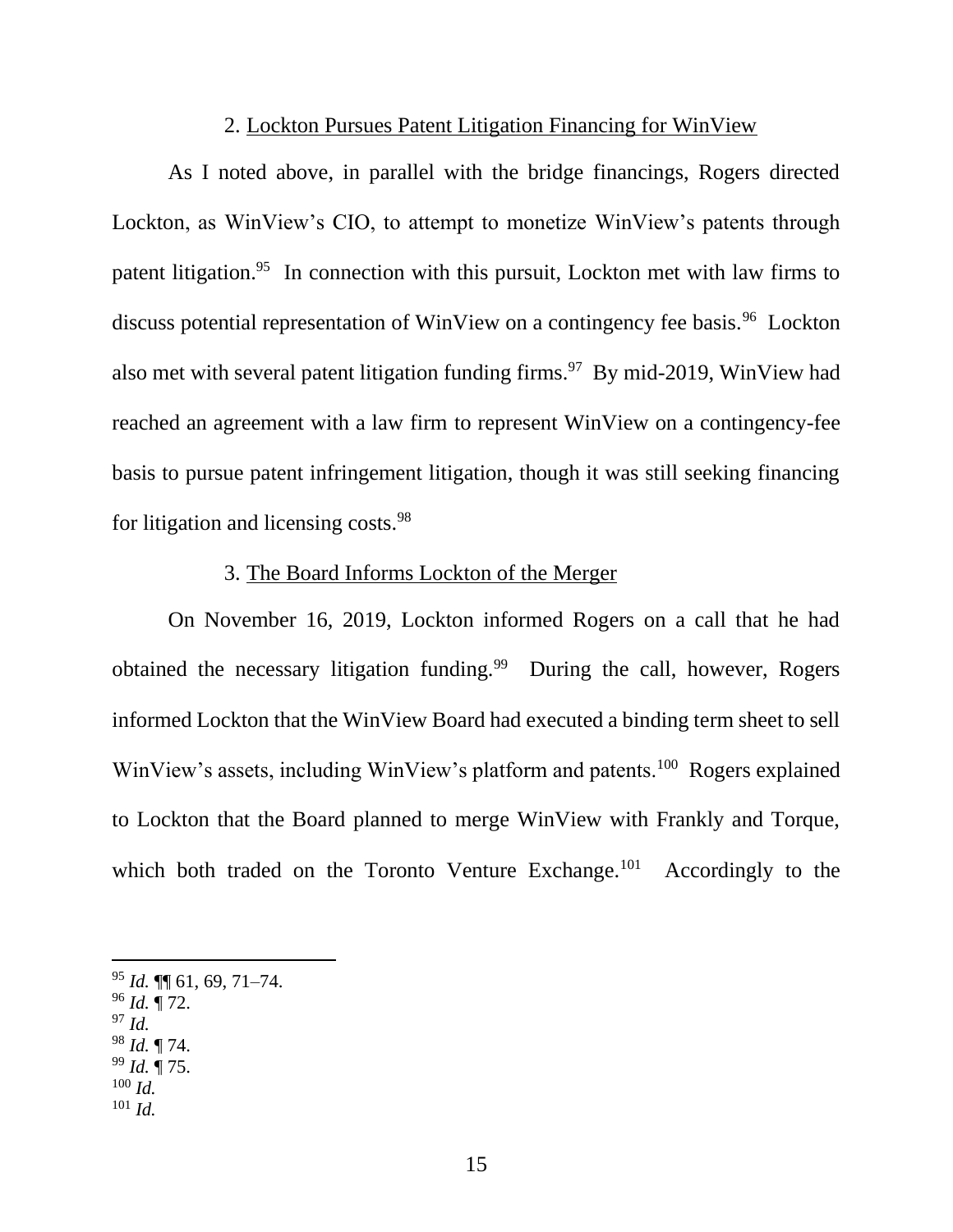### 2. Lockton Pursues Patent Litigation Financing for WinView

As I noted above, in parallel with the bridge financings, Rogers directed Lockton, as WinView's CIO, to attempt to monetize WinView's patents through patent litigation.[95] In connection with this pursuit, Lockton met with law firms to discuss potential representation of WinView on a contingency fee basis.[96] Lockton also met with several patent litigation funding firms.[97] By mid-2019, WinView had reached an agreement with a law firm to represent WinView on a contingency-fee basis to pursue patent infringement litigation, though it was still seeking financing for litigation and licensing costs.[98]

### 3. The Board Informs Lockton of the Merger

On November 16, 2019, Lockton informed Rogers on a call that he had obtained the necessary litigation funding.[99] During the call, however, Rogers informed Lockton that the WinView Board had executed a binding term sheet to sell WinView's assets, including WinView's platform and patents.[100] Rogers explained to Lockton that the Board planned to merge WinView with Frankly and Torque, which both traded on the Toronto Venture Exchange.[101] Accordingly to the

---

[95] *Id.* ¶¶ 61, 69, 71–74.
[96] *Id.* ¶ 72.
[97] *Id.*
[98] *Id.* ¶ 74.
[99] *Id.* ¶ 75.
[100] *Id.*
[101] *Id.*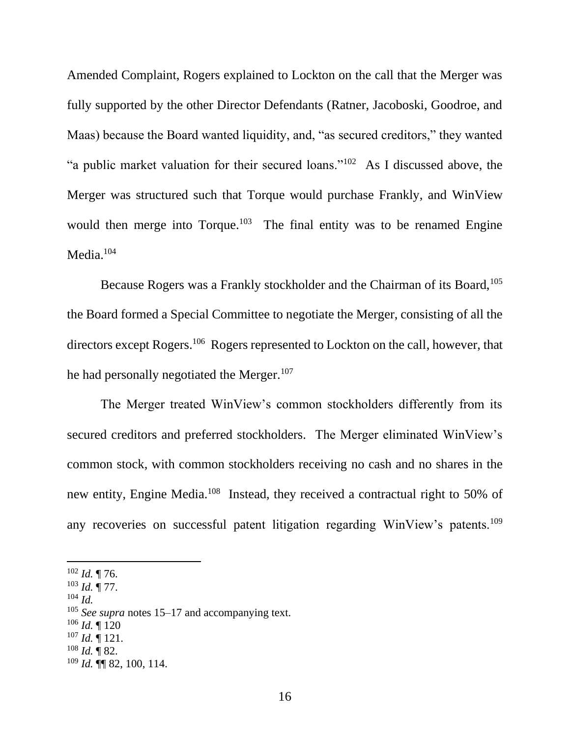Amended Complaint, Rogers explained to Lockton on the call that the Merger was fully supported by the other Director Defendants (Ratner, Jacoboski, Goodroe, and Maas) because the Board wanted liquidity, and, "as secured creditors," they wanted "a public market valuation for their secured loans."[102] As I discussed above, the Merger was structured such that Torque would purchase Frankly, and WinView would then merge into Torque.[103] The final entity was to be renamed Engine Media.[104]

Because Rogers was a Frankly stockholder and the Chairman of its Board,[105] the Board formed a Special Committee to negotiate the Merger, consisting of all the directors except Rogers.[106] Rogers represented to Lockton on the call, however, that he had personally negotiated the Merger.[107]

The Merger treated WinView's common stockholders differently from its secured creditors and preferred stockholders. The Merger eliminated WinView's common stock, with common stockholders receiving no cash and no shares in the new entity, Engine Media.[108] Instead, they received a contractual right to 50% of any recoveries on successful patent litigation regarding WinView's patents.[109]

---

[102] *Id.* ¶ 76.

[103] *Id.* ¶ 77.

[104] *Id.*

[105] *See supra* notes 15–17 and accompanying text.

[106] *Id.* ¶ 120

[107] *Id.* ¶ 121.

[108] *Id.* ¶ 82.

[109] *Id.* ¶¶ 82, 100, 114.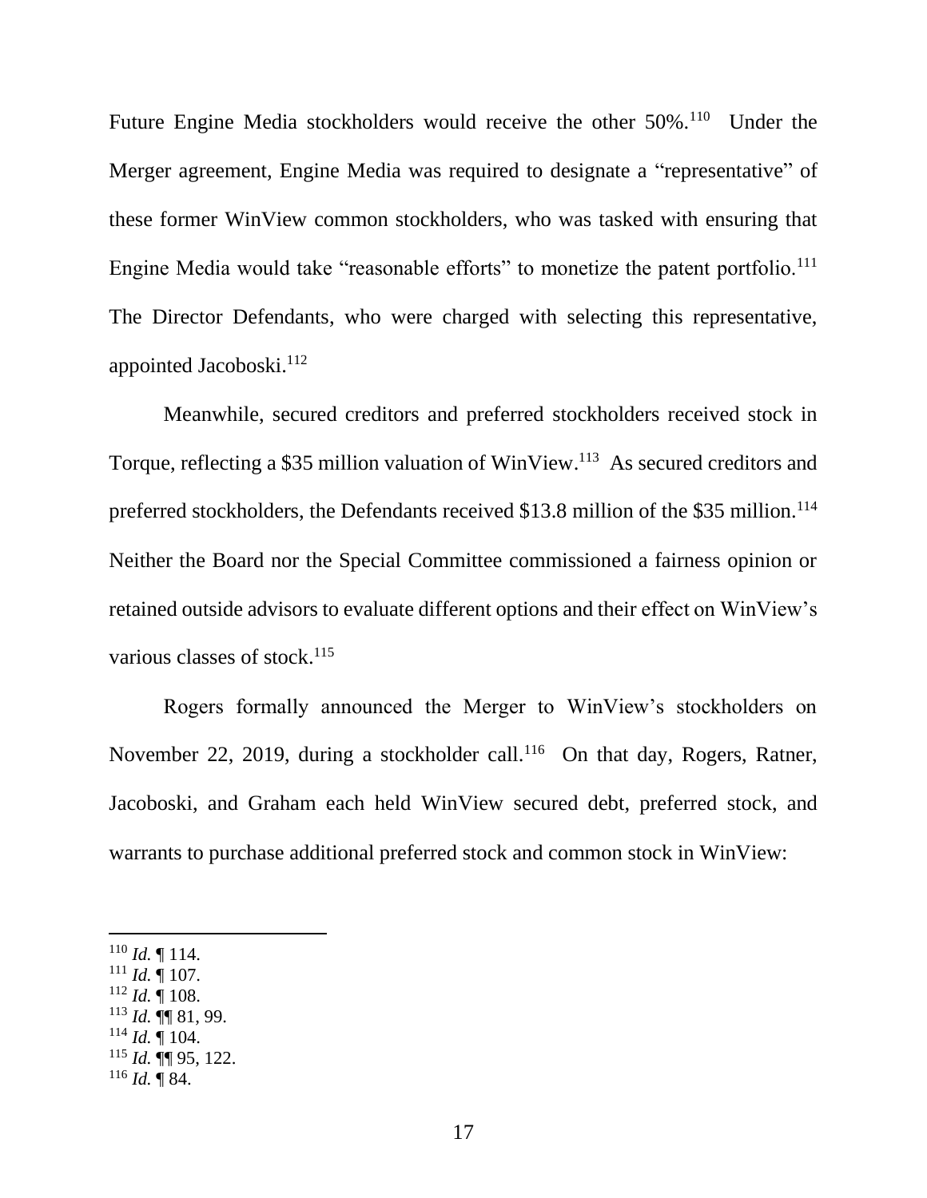Future Engine Media stockholders would receive the other 50%.[110] Under the Merger agreement, Engine Media was required to designate a "representative" of these former WinView common stockholders, who was tasked with ensuring that Engine Media would take "reasonable efforts" to monetize the patent portfolio.[111] The Director Defendants, who were charged with selecting this representative, appointed Jacoboski.[112]

Meanwhile, secured creditors and preferred stockholders received stock in Torque, reflecting a $35 million valuation of WinView.[113] As secured creditors and preferred stockholders, the Defendants received $13.8 million of the $35 million.[114] Neither the Board nor the Special Committee commissioned a fairness opinion or retained outside advisors to evaluate different options and their effect on WinView's various classes of stock.[115]

Rogers formally announced the Merger to WinView's stockholders on November 22, 2019, during a stockholder call.[116] On that day, Rogers, Ratner, Jacoboski, and Graham each held WinView secured debt, preferred stock, and warrants to purchase additional preferred stock and common stock in WinView:

---

[110] *Id.* ¶ 114.
[111] *Id.* ¶ 107.
[112] *Id.* ¶ 108.
[113] *Id.* ¶¶ 81, 99.
[114] *Id.* ¶ 104.
[115] *Id.* ¶¶ 95, 122.
[116] *Id.* ¶ 84.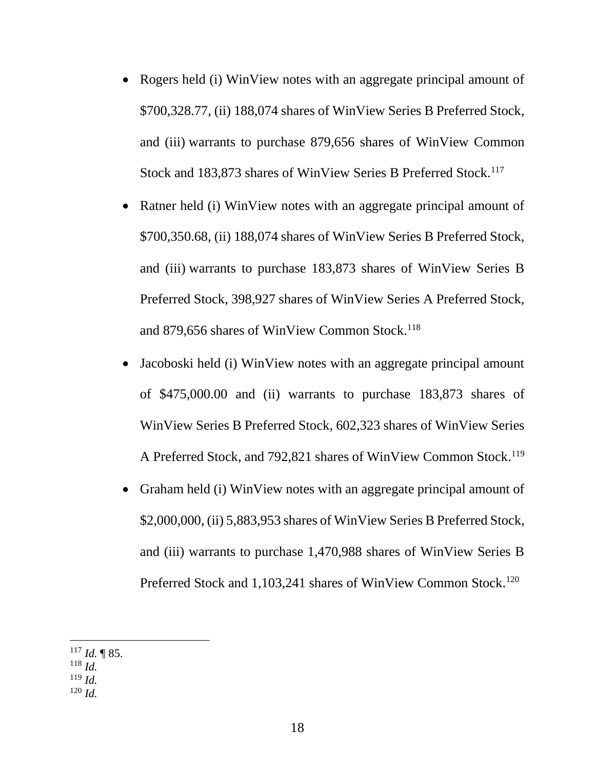- Rogers held (i) WinView notes with an aggregate principal amount of $700,328.77, (ii) 188,074 shares of WinView Series B Preferred Stock, and (iii) warrants to purchase 879,656 shares of WinView Common Stock and 183,873 shares of WinView Series B Preferred Stock.[117]
- Ratner held (i) WinView notes with an aggregate principal amount of $700,350.68, (ii) 188,074 shares of WinView Series B Preferred Stock, and (iii) warrants to purchase 183,873 shares of WinView Series B Preferred Stock, 398,927 shares of WinView Series A Preferred Stock, and 879,656 shares of WinView Common Stock.[118]
- Jacoboski held (i) WinView notes with an aggregate principal amount of $475,000.00 and (ii) warrants to purchase 183,873 shares of WinView Series B Preferred Stock, 602,323 shares of WinView Series A Preferred Stock, and 792,821 shares of WinView Common Stock.[119]
- Graham held (i) WinView notes with an aggregate principal amount of $2,000,000, (ii) 5,883,953 shares of WinView Series B Preferred Stock, and (iii) warrants to purchase 1,470,988 shares of WinView Series B Preferred Stock and 1,103,241 shares of WinView Common Stock.[120]

---

[117] *Id.* ¶ 85.
[118] *Id.*
[119] *Id.*
[120] *Id.*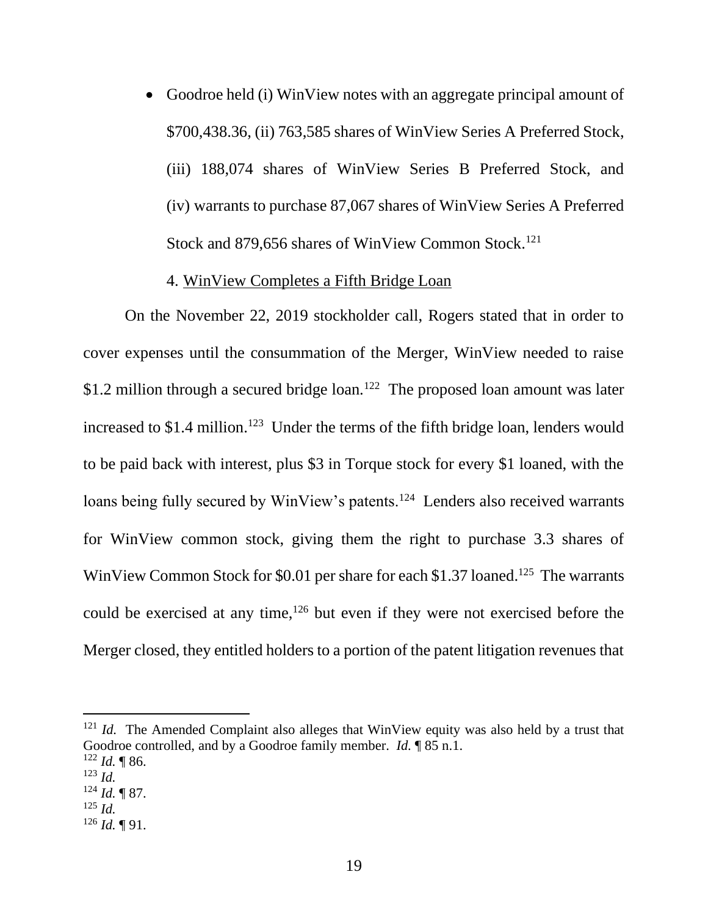- Goodroe held (i) WinView notes with an aggregate principal amount of $700,438.36, (ii) 763,585 shares of WinView Series A Preferred Stock, (iii) 188,074 shares of WinView Series B Preferred Stock, and (iv) warrants to purchase 87,067 shares of WinView Series A Preferred Stock and 879,656 shares of WinView Common Stock.[121]

4. WinView Completes a Fifth Bridge Loan

On the November 22, 2019 stockholder call, Rogers stated that in order to cover expenses until the consummation of the Merger, WinView needed to raise $1.2 million through a secured bridge loan.[122] The proposed loan amount was later increased to $1.4 million.[123] Under the terms of the fifth bridge loan, lenders would to be paid back with interest, plus $3 in Torque stock for every $1 loaned, with the loans being fully secured by WinView's patents.[124] Lenders also received warrants for WinView common stock, giving them the right to purchase 3.3 shares of WinView Common Stock for $0.01 per share for each $1.37 loaned.[125] The warrants could be exercised at any time,[126] but even if they were not exercised before the Merger closed, they entitled holders to a portion of the patent litigation revenues that

---

[121] *Id.* The Amended Complaint also alleges that WinView equity was also held by a trust that Goodroe controlled, and by a Goodroe family member. *Id.* ¶ 85 n.1.

[122] *Id.* ¶ 86.

[123] *Id.*

[124] *Id.* ¶ 87.

[125] *Id.*

[126] *Id.* ¶ 91.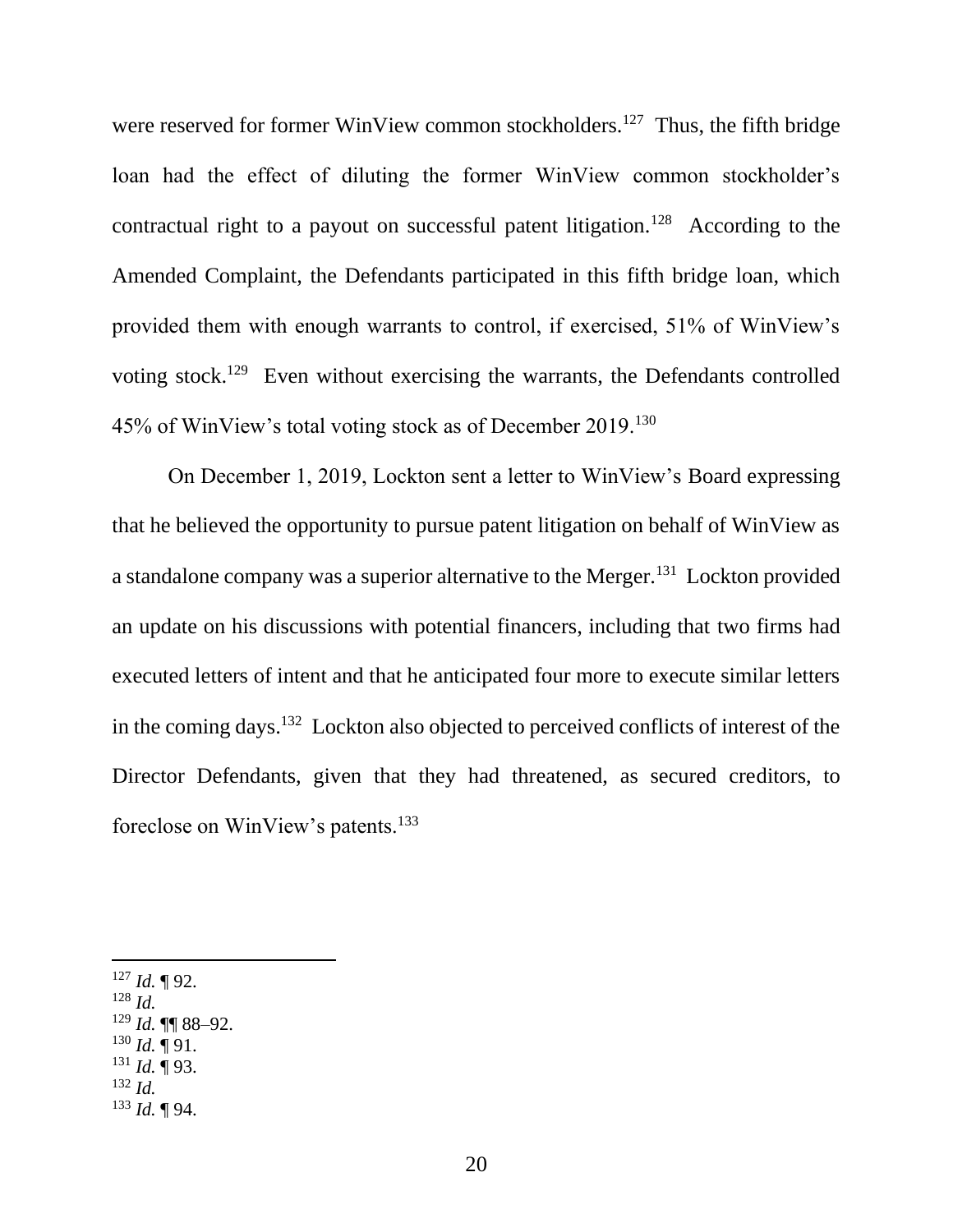were reserved for former WinView common stockholders.[127] Thus, the fifth bridge loan had the effect of diluting the former WinView common stockholder's contractual right to a payout on successful patent litigation.[128] According to the Amended Complaint, the Defendants participated in this fifth bridge loan, which provided them with enough warrants to control, if exercised, 51% of WinView's voting stock.[129] Even without exercising the warrants, the Defendants controlled 45% of WinView's total voting stock as of December 2019.[130]

On December 1, 2019, Lockton sent a letter to WinView's Board expressing that he believed the opportunity to pursue patent litigation on behalf of WinView as a standalone company was a superior alternative to the Merger.[131] Lockton provided an update on his discussions with potential financers, including that two firms had executed letters of intent and that he anticipated four more to execute similar letters in the coming days.[132] Lockton also objected to perceived conflicts of interest of the Director Defendants, given that they had threatened, as secured creditors, to foreclose on WinView's patents.[133]

---

[127] *Id.* ¶ 92.
[128] *Id.*
[129] *Id.* ¶¶ 88–92.
[130] *Id.* ¶ 91.
[131] *Id.* ¶ 93.
[132] *Id.*
[133] *Id.* ¶ 94.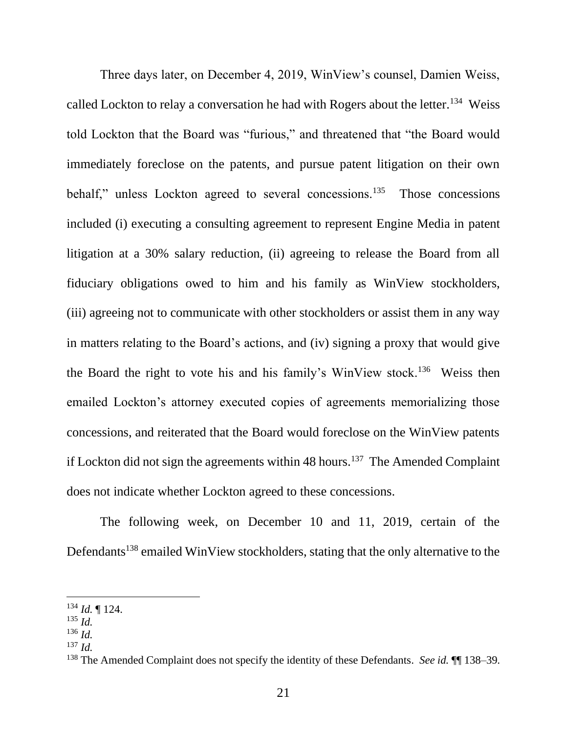Three days later, on December 4, 2019, WinView's counsel, Damien Weiss, called Lockton to relay a conversation he had with Rogers about the letter.[134] Weiss told Lockton that the Board was "furious," and threatened that "the Board would immediately foreclose on the patents, and pursue patent litigation on their own behalf," unless Lockton agreed to several concessions.[135] Those concessions included (i) executing a consulting agreement to represent Engine Media in patent litigation at a 30% salary reduction, (ii) agreeing to release the Board from all fiduciary obligations owed to him and his family as WinView stockholders, (iii) agreeing not to communicate with other stockholders or assist them in any way in matters relating to the Board's actions, and (iv) signing a proxy that would give the Board the right to vote his and his family's WinView stock.[136] Weiss then emailed Lockton's attorney executed copies of agreements memorializing those concessions, and reiterated that the Board would foreclose on the WinView patents if Lockton did not sign the agreements within 48 hours.[137] The Amended Complaint does not indicate whether Lockton agreed to these concessions.

The following week, on December 10 and 11, 2019, certain of the Defendants[138] emailed WinView stockholders, stating that the only alternative to the

---

[134] *Id.* ¶ 124.

[135] *Id.*

[136] *Id.*

[137] *Id.*

[138] The Amended Complaint does not specify the identity of these Defendants. *See id.* ¶¶ 138–39.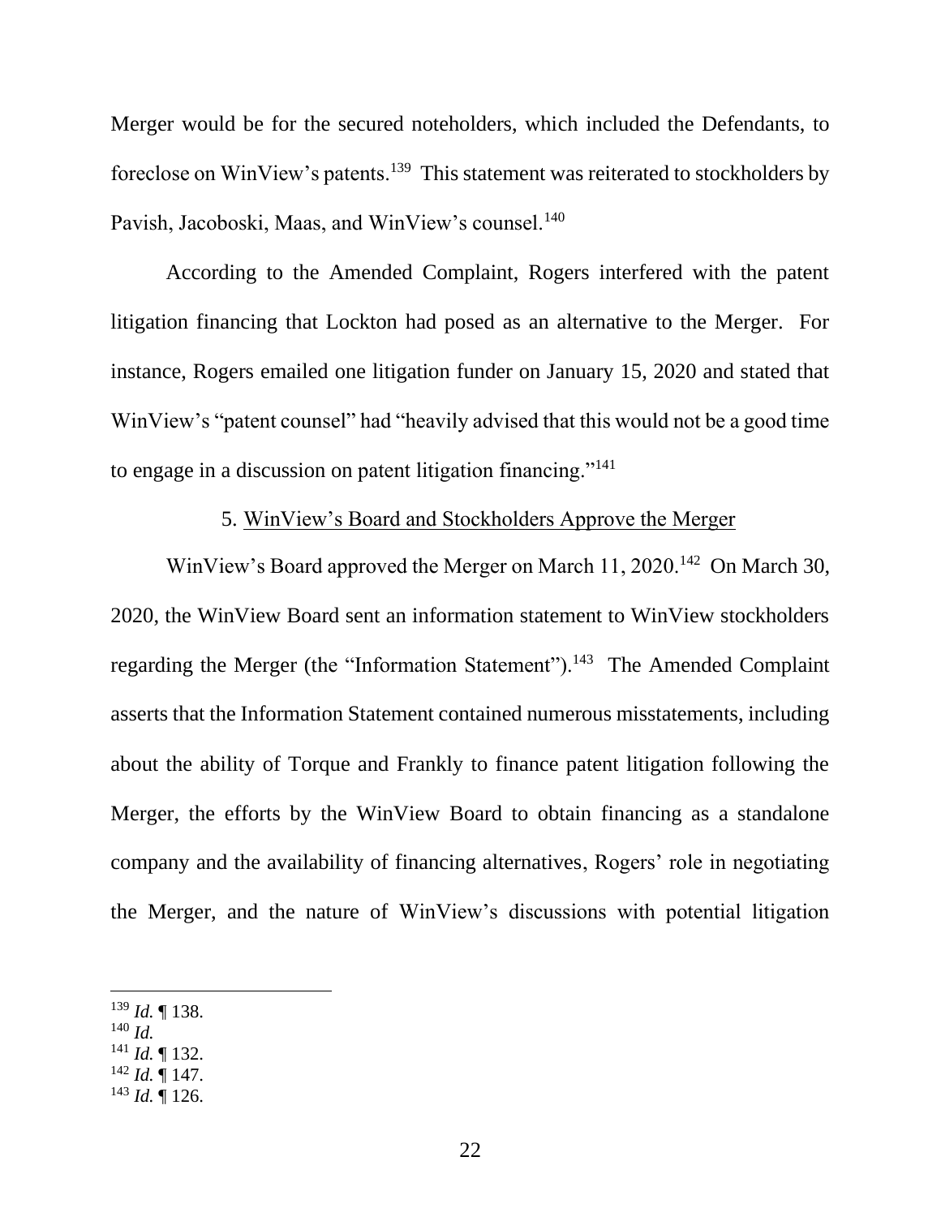Merger would be for the secured noteholders, which included the Defendants, to foreclose on WinView's patents.[139] This statement was reiterated to stockholders by Pavish, Jacoboski, Maas, and WinView's counsel.[140]

According to the Amended Complaint, Rogers interfered with the patent litigation financing that Lockton had posed as an alternative to the Merger. For instance, Rogers emailed one litigation funder on January 15, 2020 and stated that WinView's "patent counsel" had "heavily advised that this would not be a good time to engage in a discussion on patent litigation financing."[141]

5. <u>WinView's Board and Stockholders Approve the Merger</u>

WinView's Board approved the Merger on March 11, 2020.[142] On March 30, 2020, the WinView Board sent an information statement to WinView stockholders regarding the Merger (the "Information Statement").[143] The Amended Complaint asserts that the Information Statement contained numerous misstatements, including about the ability of Torque and Frankly to finance patent litigation following the Merger, the efforts by the WinView Board to obtain financing as a standalone company and the availability of financing alternatives, Rogers' role in negotiating the Merger, and the nature of WinView's discussions with potential litigation

---

[139] *Id.* ¶ 138.

[140] *Id.*

[141] *Id.* ¶ 132.

[142] *Id.* ¶ 147.

[143] *Id.* ¶ 126.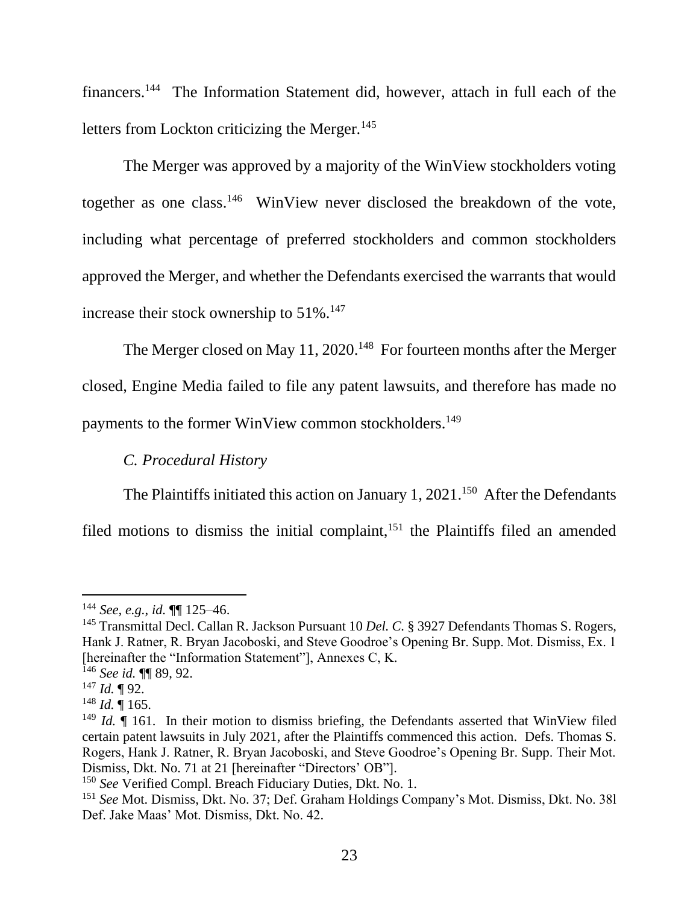financers.[144] The Information Statement did, however, attach in full each of the letters from Lockton criticizing the Merger.[145]

The Merger was approved by a majority of the WinView stockholders voting together as one class.[146] WinView never disclosed the breakdown of the vote, including what percentage of preferred stockholders and common stockholders approved the Merger, and whether the Defendants exercised the warrants that would increase their stock ownership to 51%.[147]

The Merger closed on May 11, 2020.[148] For fourteen months after the Merger closed, Engine Media failed to file any patent lawsuits, and therefore has made no payments to the former WinView common stockholders.[149]

*C. Procedural History*

The Plaintiffs initiated this action on January 1, 2021.[150] After the Defendants filed motions to dismiss the initial complaint,[151] the Plaintiffs filed an amended

---

[144] *See, e.g.*, *id.* ¶¶ 125–46.

[145] Transmittal Decl. Callan R. Jackson Pursuant 10 *Del. C.* § 3927 Defendants Thomas S. Rogers, Hank J. Ratner, R. Bryan Jacoboski, and Steve Goodroe's Opening Br. Supp. Mot. Dismiss, Ex. 1 [hereinafter the "Information Statement"], Annexes C, K.

[146] *See id.* ¶¶ 89, 92.

[147] *Id.* ¶ 92.

[148] *Id.* ¶ 165.

[149] *Id.* ¶ 161. In their motion to dismiss briefing, the Defendants asserted that WinView filed certain patent lawsuits in July 2021, after the Plaintiffs commenced this action. Defs. Thomas S. Rogers, Hank J. Ratner, R. Bryan Jacoboski, and Steve Goodroe's Opening Br. Supp. Their Mot. Dismiss, Dkt. No. 71 at 21 [hereinafter "Directors' OB"].

[150] *See* Verified Compl. Breach Fiduciary Duties, Dkt. No. 1.

[151] *See* Mot. Dismiss, Dkt. No. 37; Def. Graham Holdings Company's Mot. Dismiss, Dkt. No. 38l Def. Jake Maas' Mot. Dismiss, Dkt. No. 42.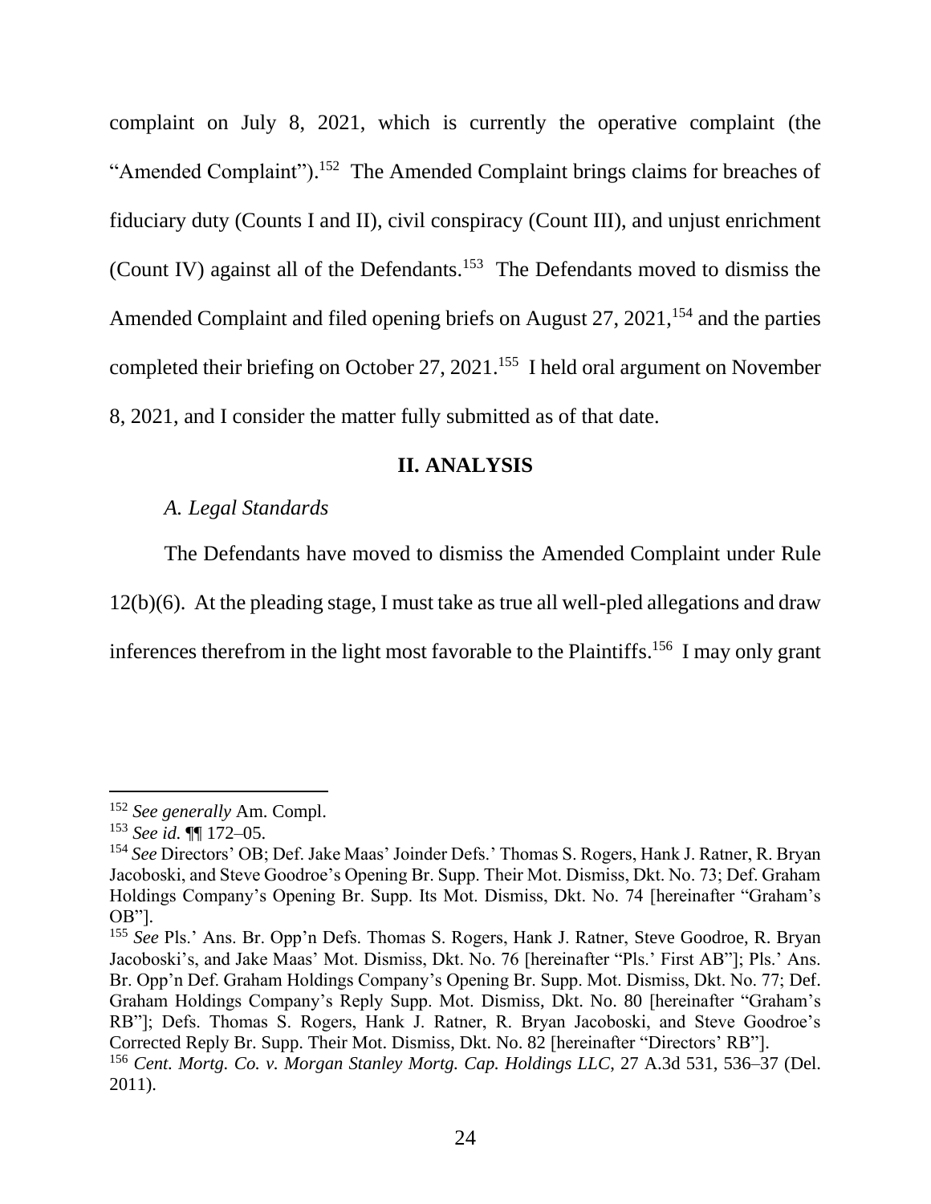complaint on July 8, 2021, which is currently the operative complaint (the "Amended Complaint").[152] The Amended Complaint brings claims for breaches of fiduciary duty (Counts I and II), civil conspiracy (Count III), and unjust enrichment (Count IV) against all of the Defendants.[153] The Defendants moved to dismiss the Amended Complaint and filed opening briefs on August 27, 2021,[154] and the parties completed their briefing on October 27, 2021.[155] I held oral argument on November 8, 2021, and I consider the matter fully submitted as of that date.

## II. ANALYSIS

### *A. Legal Standards*

The Defendants have moved to dismiss the Amended Complaint under Rule 12(b)(6). At the pleading stage, I must take as true all well-pled allegations and draw inferences therefrom in the light most favorable to the Plaintiffs.[156] I may only grant

---

[152] *See generally* Am. Compl.

[153] *See id.* ¶¶ 172–05.

[154] *See* Directors' OB; Def. Jake Maas' Joinder Defs.' Thomas S. Rogers, Hank J. Ratner, R. Bryan Jacoboski, and Steve Goodroe's Opening Br. Supp. Their Mot. Dismiss, Dkt. No. 73; Def. Graham Holdings Company's Opening Br. Supp. Its Mot. Dismiss, Dkt. No. 74 [hereinafter "Graham's OB"].

[155] *See* Pls.' Ans. Br. Opp'n Defs. Thomas S. Rogers, Hank J. Ratner, Steve Goodroe, R. Bryan Jacoboski's, and Jake Maas' Mot. Dismiss, Dkt. No. 76 [hereinafter "Pls.' First AB"]; Pls.' Ans. Br. Opp'n Def. Graham Holdings Company's Opening Br. Supp. Mot. Dismiss, Dkt. No. 77; Def. Graham Holdings Company's Reply Supp. Mot. Dismiss, Dkt. No. 80 [hereinafter "Graham's RB"]; Defs. Thomas S. Rogers, Hank J. Ratner, R. Bryan Jacoboski, and Steve Goodroe's Corrected Reply Br. Supp. Their Mot. Dismiss, Dkt. No. 82 [hereinafter "Directors' RB"].

[156] *Cent. Mortg. Co. v. Morgan Stanley Mortg. Cap. Holdings LLC*, 27 A.3d 531, 536–37 (Del. 2011).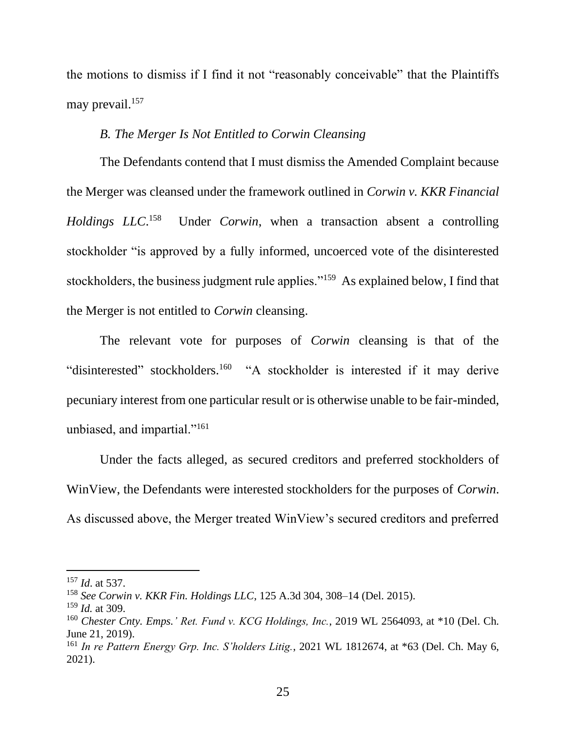the motions to dismiss if I find it not "reasonably conceivable" that the Plaintiffs may prevail.[157]

*B. The Merger Is Not Entitled to Corwin Cleansing*

The Defendants contend that I must dismiss the Amended Complaint because the Merger was cleansed under the framework outlined in *Corwin v. KKR Financial Holdings LLC*.[158] Under *Corwin*, when a transaction absent a controlling stockholder "is approved by a fully informed, uncoerced vote of the disinterested stockholders, the business judgment rule applies."[159] As explained below, I find that the Merger is not entitled to *Corwin* cleansing.

The relevant vote for purposes of *Corwin* cleansing is that of the "disinterested" stockholders.[160] "A stockholder is interested if it may derive pecuniary interest from one particular result or is otherwise unable to be fair-minded, unbiased, and impartial."[161]

Under the facts alleged, as secured creditors and preferred stockholders of WinView, the Defendants were interested stockholders for the purposes of *Corwin*. As discussed above, the Merger treated WinView's secured creditors and preferred

---

[157] *Id*. at 537.

[158] *See Corwin v. KKR Fin. Holdings LLC*, 125 A.3d 304, 308–14 (Del. 2015).

[159] *Id.* at 309.

[160] *Chester Cnty. Emps.' Ret. Fund v. KCG Holdings, Inc.*, 2019 WL 2564093, at *10 (Del. Ch. June 21, 2019).

[161] *In re Pattern Energy Grp. Inc. S'holders Litig.*, 2021 WL 1812674, at *63 (Del. Ch. May 6, 2021).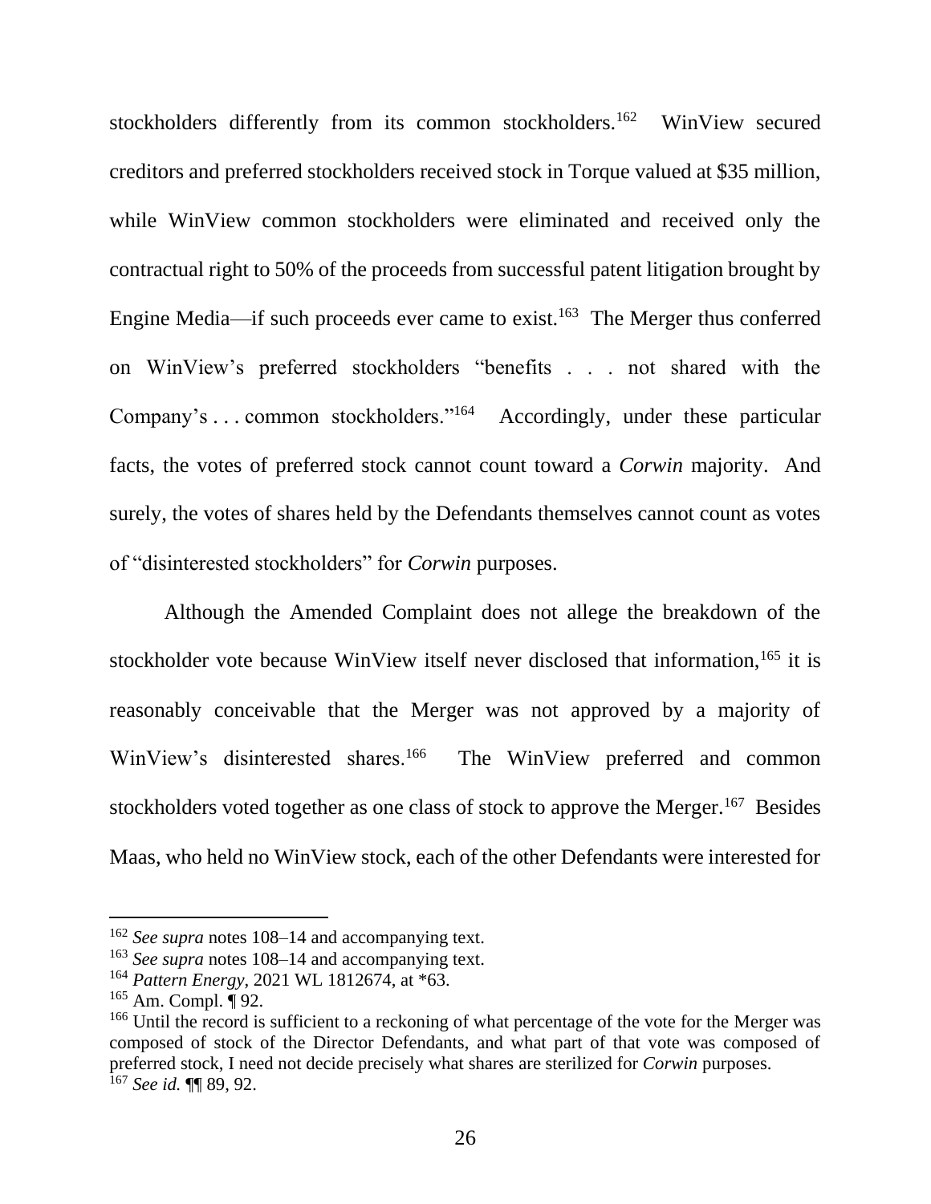stockholders differently from its common stockholders.[162] WinView secured creditors and preferred stockholders received stock in Torque valued at $35 million, while WinView common stockholders were eliminated and received only the contractual right to 50% of the proceeds from successful patent litigation brought by Engine Media—if such proceeds ever came to exist.[163] The Merger thus conferred on WinView's preferred stockholders "benefits . . . not shared with the Company's . . . common stockholders."[164] Accordingly, under these particular facts, the votes of preferred stock cannot count toward a *Corwin* majority. And surely, the votes of shares held by the Defendants themselves cannot count as votes of "disinterested stockholders" for *Corwin* purposes.

Although the Amended Complaint does not allege the breakdown of the stockholder vote because WinView itself never disclosed that information,[165] it is reasonably conceivable that the Merger was not approved by a majority of WinView's disinterested shares.[166] The WinView preferred and common stockholders voted together as one class of stock to approve the Merger.[167] Besides Maas, who held no WinView stock, each of the other Defendants were interested for

---

[162] *See supra* notes 108–14 and accompanying text.

[163] *See supra* notes 108–14 and accompanying text.

[164] *Pattern Energy*, 2021 WL 1812674, at *63.

[165] Am. Compl. ¶ 92.

[166] Until the record is sufficient to a reckoning of what percentage of the vote for the Merger was composed of stock of the Director Defendants, and what part of that vote was composed of preferred stock, I need not decide precisely what shares are sterilized for *Corwin* purposes.

[167] *See id.* ¶¶ 89, 92.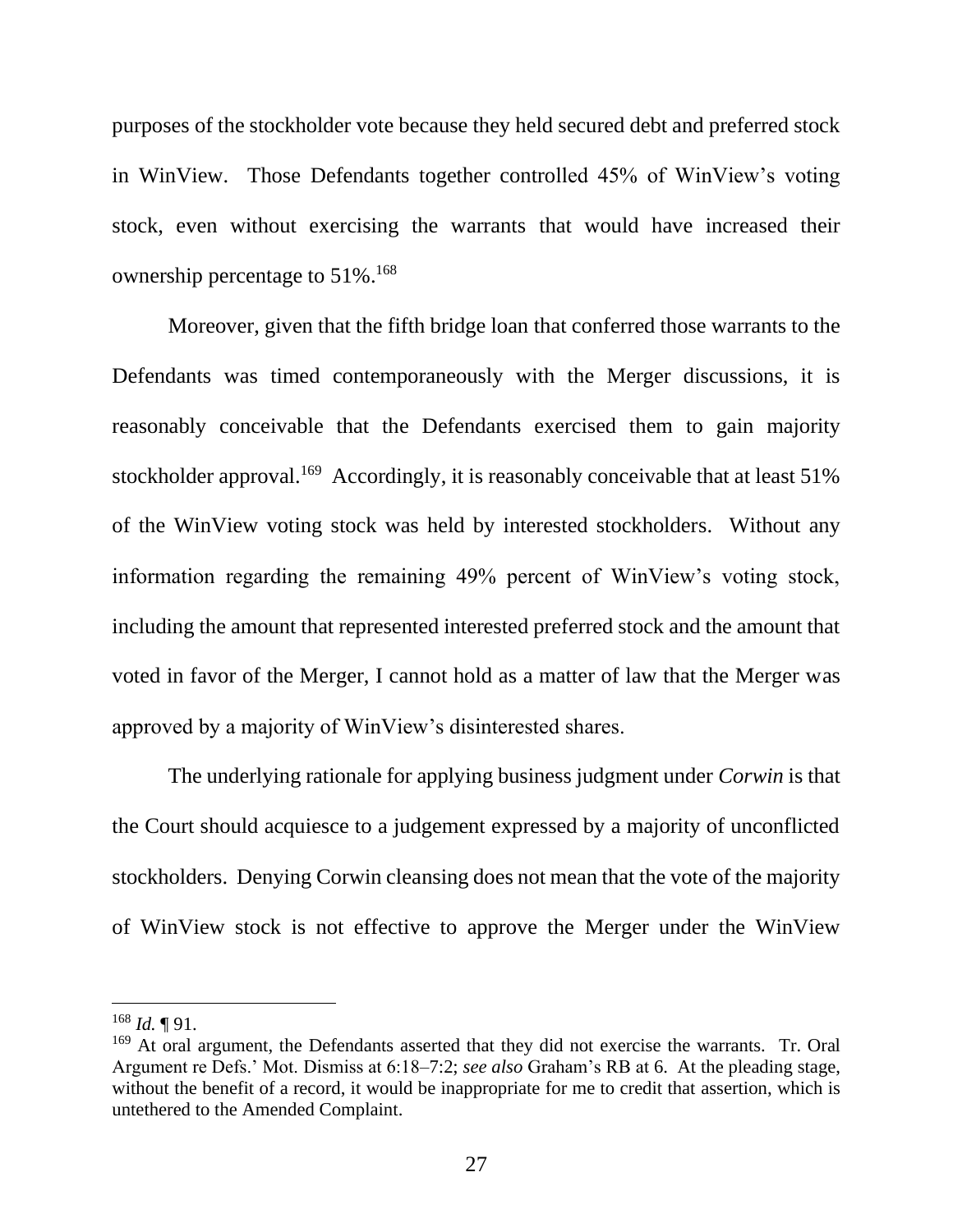purposes of the stockholder vote because they held secured debt and preferred stock in WinView. Those Defendants together controlled 45% of WinView's voting stock, even without exercising the warrants that would have increased their ownership percentage to 51%.[168]

Moreover, given that the fifth bridge loan that conferred those warrants to the Defendants was timed contemporaneously with the Merger discussions, it is reasonably conceivable that the Defendants exercised them to gain majority stockholder approval.[169] Accordingly, it is reasonably conceivable that at least 51% of the WinView voting stock was held by interested stockholders. Without any information regarding the remaining 49% percent of WinView's voting stock, including the amount that represented interested preferred stock and the amount that voted in favor of the Merger, I cannot hold as a matter of law that the Merger was approved by a majority of WinView's disinterested shares.

The underlying rationale for applying business judgment under *Corwin* is that the Court should acquiesce to a judgement expressed by a majority of unconflicted stockholders. Denying Corwin cleansing does not mean that the vote of the majority of WinView stock is not effective to approve the Merger under the WinView

---

[168] *Id.* ¶ 91.

[169] At oral argument, the Defendants asserted that they did not exercise the warrants. Tr. Oral Argument re Defs.' Mot. Dismiss at 6:18–7:2; *see also* Graham's RB at 6. At the pleading stage, without the benefit of a record, it would be inappropriate for me to credit that assertion, which is untethered to the Amended Complaint.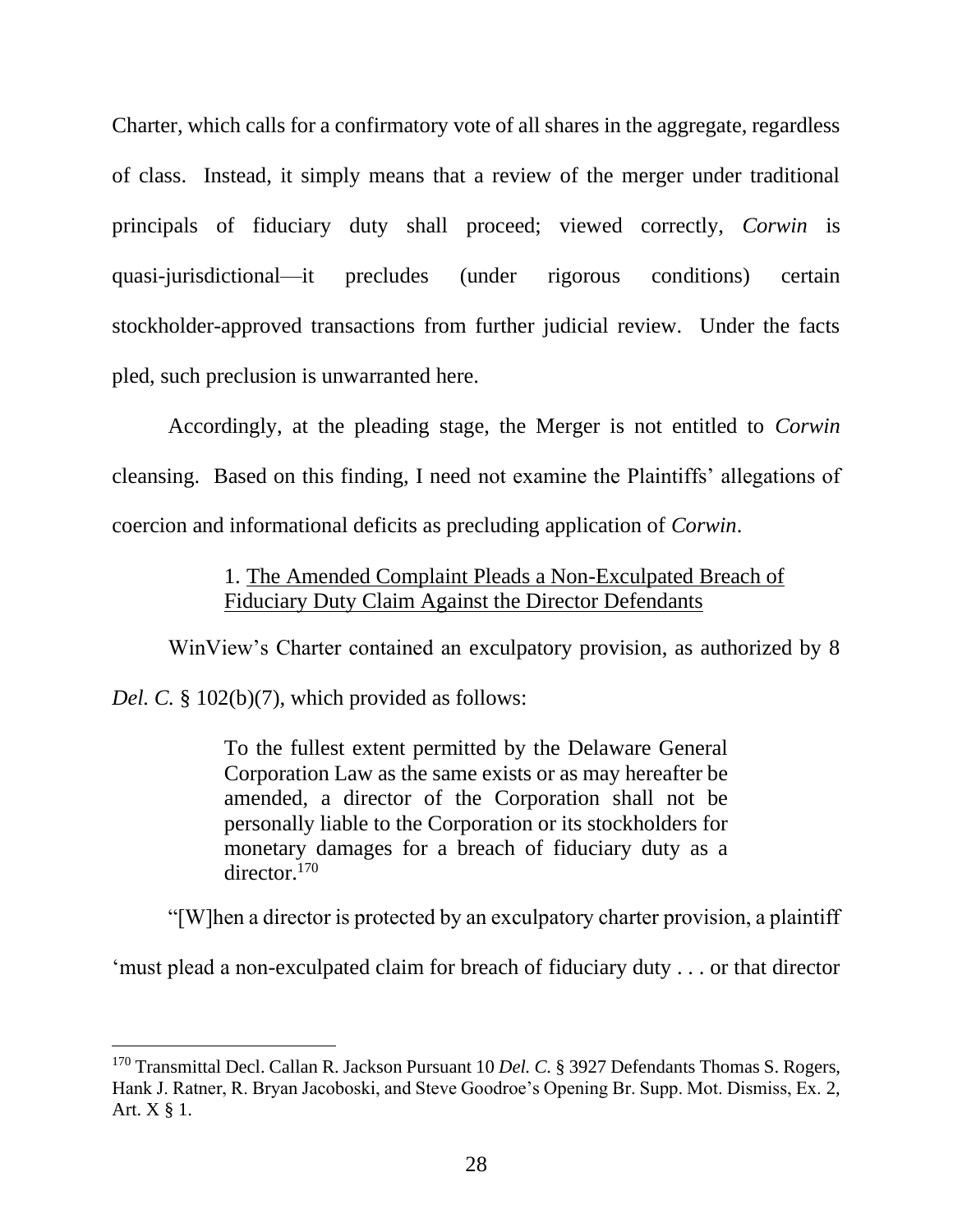Charter, which calls for a confirmatory vote of all shares in the aggregate, regardless of class. Instead, it simply means that a review of the merger under traditional principals of fiduciary duty shall proceed; viewed correctly, *Corwin* is quasi-jurisdictional—it precludes (under rigorous conditions) certain stockholder-approved transactions from further judicial review. Under the facts pled, such preclusion is unwarranted here.

Accordingly, at the pleading stage, the Merger is not entitled to *Corwin* cleansing. Based on this finding, I need not examine the Plaintiffs' allegations of coercion and informational deficits as precluding application of *Corwin*.

1. <u>The Amended Complaint Pleads a Non-Exculpated Breach of Fiduciary Duty Claim Against the Director Defendants</u>

WinView's Charter contained an exculpatory provision, as authorized by 8 *Del. C.* § 102(b)(7), which provided as follows:

> To the fullest extent permitted by the Delaware General Corporation Law as the same exists or as may hereafter be amended, a director of the Corporation shall not be personally liable to the Corporation or its stockholders for monetary damages for a breach of fiduciary duty as a director.[170]

"[W]hen a director is protected by an exculpatory charter provision, a plaintiff 'must plead a non-exculpated claim for breach of fiduciary duty . . . or that director

---

[170] Transmittal Decl. Callan R. Jackson Pursuant 10 *Del. C.* § 3927 Defendants Thomas S. Rogers, Hank J. Ratner, R. Bryan Jacoboski, and Steve Goodroe's Opening Br. Supp. Mot. Dismiss, Ex. 2, Art. X § 1.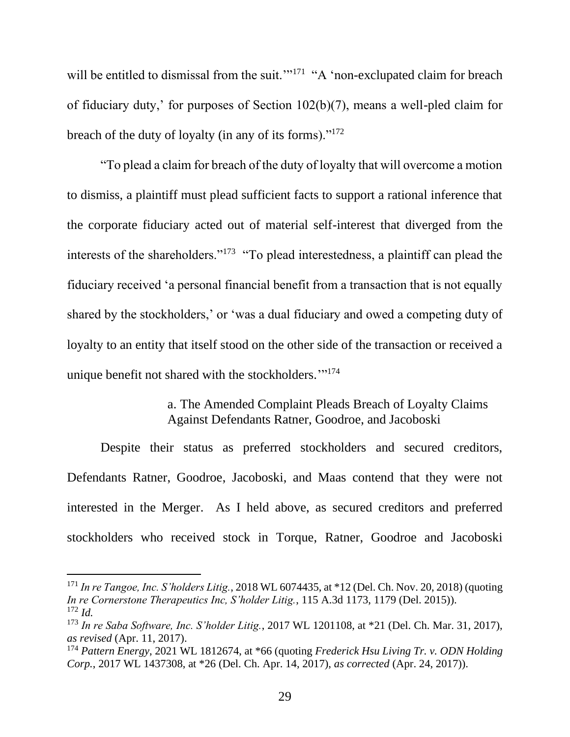will be entitled to dismissal from the suit.'"[171] "A 'non-exculpated claim for breach of fiduciary duty,' for purposes of Section 102(b)(7), means a well-pled claim for breach of the duty of loyalty (in any of its forms)."[172]

"To plead a claim for breach of the duty of loyalty that will overcome a motion to dismiss, a plaintiff must plead sufficient facts to support a rational inference that the corporate fiduciary acted out of material self-interest that diverged from the interests of the shareholders."[173] "To plead interestedness, a plaintiff can plead the fiduciary received 'a personal financial benefit from a transaction that is not equally shared by the stockholders,' or 'was a dual fiduciary and owed a competing duty of loyalty to an entity that itself stood on the other side of the transaction or received a unique benefit not shared with the stockholders.'"[174]

#### a. The Amended Complaint Pleads Breach of Loyalty Claims Against Defendants Ratner, Goodroe, and Jacoboski

Despite their status as preferred stockholders and secured creditors, Defendants Ratner, Goodroe, Jacoboski, and Maas contend that they were not interested in the Merger. As I held above, as secured creditors and preferred stockholders who received stock in Torque, Ratner, Goodroe and Jacoboski

---

[171] *In re Tangoe, Inc. S'holders Litig.*, 2018 WL 6074435, at *12 (Del. Ch. Nov. 20, 2018) (quoting *In re Cornerstone Therapeutics Inc, S'holder Litig.*, 115 A.3d 1173, 1179 (Del. 2015)).

[172] *Id.*

[173] *In re Saba Software, Inc. S'holder Litig.*, 2017 WL 1201108, at *21 (Del. Ch. Mar. 31, 2017), *as revised* (Apr. 11, 2017).

[174] *Pattern Energy*, 2021 WL 1812674, at *66 (quoting *Frederick Hsu Living Tr. v. ODN Holding Corp.*, 2017 WL 1437308, at *26 (Del. Ch. Apr. 14, 2017), *as corrected* (Apr. 24, 2017)).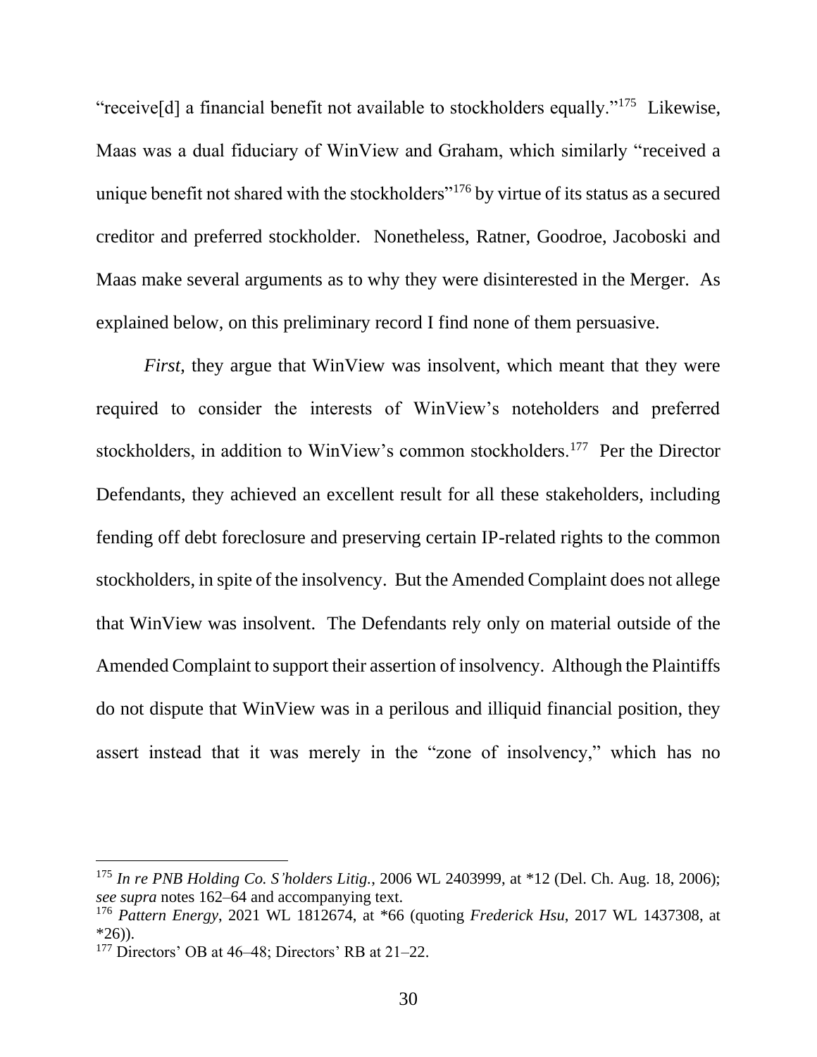"receive[d] a financial benefit not available to stockholders equally."[175] Likewise, Maas was a dual fiduciary of WinView and Graham, which similarly "received a unique benefit not shared with the stockholders"[176] by virtue of its status as a secured creditor and preferred stockholder. Nonetheless, Ratner, Goodroe, Jacoboski and Maas make several arguments as to why they were disinterested in the Merger. As explained below, on this preliminary record I find none of them persuasive.

*First*, they argue that WinView was insolvent, which meant that they were required to consider the interests of WinView's noteholders and preferred stockholders, in addition to WinView's common stockholders.[177] Per the Director Defendants, they achieved an excellent result for all these stakeholders, including fending off debt foreclosure and preserving certain IP-related rights to the common stockholders, in spite of the insolvency. But the Amended Complaint does not allege that WinView was insolvent. The Defendants rely only on material outside of the Amended Complaint to support their assertion of insolvency. Although the Plaintiffs do not dispute that WinView was in a perilous and illiquid financial position, they assert instead that it was merely in the "zone of insolvency," which has no

---

[175] *In re PNB Holding Co. S'holders Litig.*, 2006 WL 2403999, at *12 (Del. Ch. Aug. 18, 2006); *see supra* notes 162–64 and accompanying text.

[176] *Pattern Energy*, 2021 WL 1812674, at *66 (quoting *Frederick Hsu*, 2017 WL 1437308, at *26)).

[177] Directors' OB at 46–48; Directors' RB at 21–22.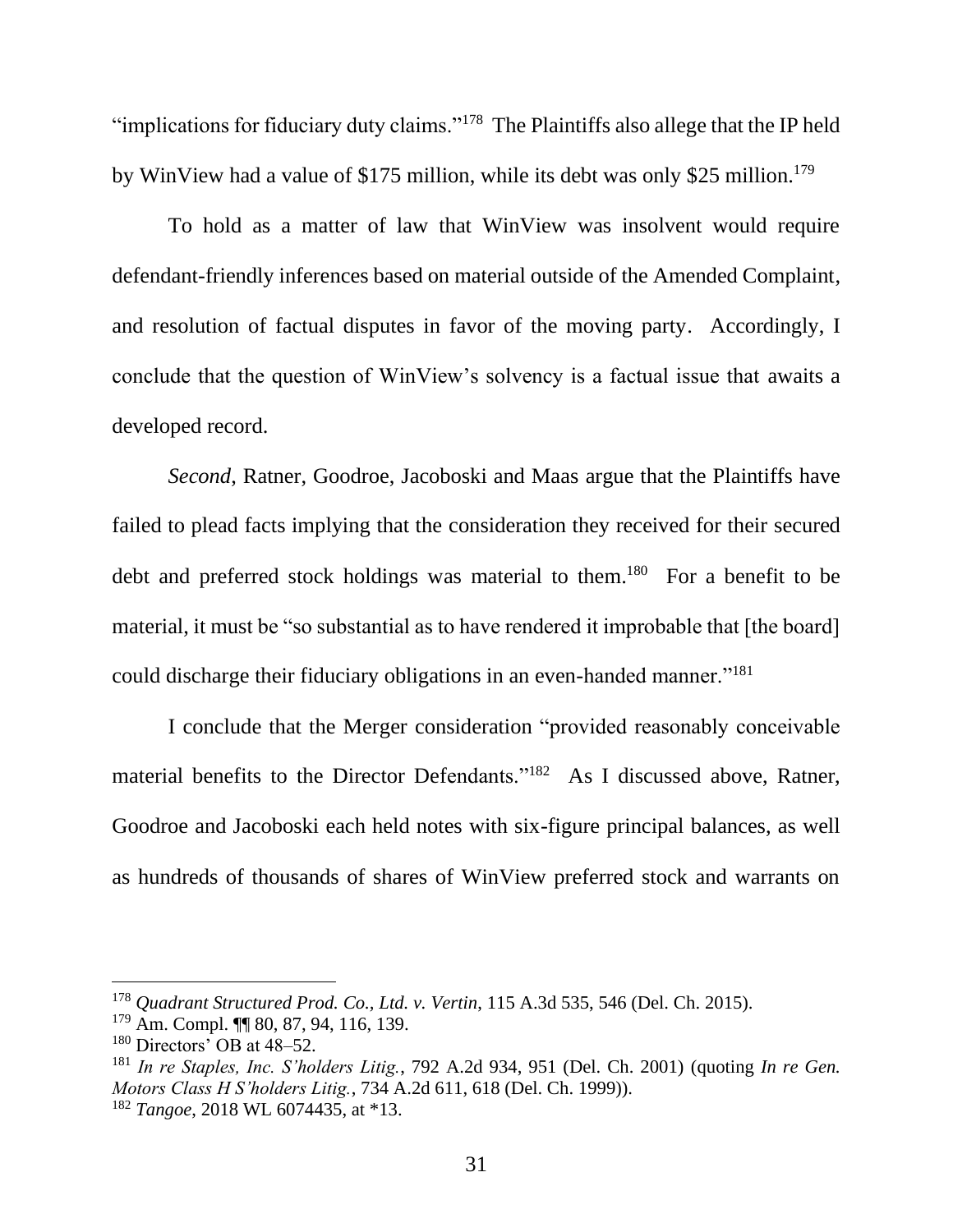"implications for fiduciary duty claims."[178] The Plaintiffs also allege that the IP held by WinView had a value of $175 million, while its debt was only $25 million.[179]

To hold as a matter of law that WinView was insolvent would require defendant-friendly inferences based on material outside of the Amended Complaint, and resolution of factual disputes in favor of the moving party. Accordingly, I conclude that the question of WinView's solvency is a factual issue that awaits a developed record.

*Second*, Ratner, Goodroe, Jacoboski and Maas argue that the Plaintiffs have failed to plead facts implying that the consideration they received for their secured debt and preferred stock holdings was material to them.[180] For a benefit to be material, it must be "so substantial as to have rendered it improbable that [the board] could discharge their fiduciary obligations in an even-handed manner."[181]

I conclude that the Merger consideration "provided reasonably conceivable material benefits to the Director Defendants."[182] As I discussed above, Ratner, Goodroe and Jacoboski each held notes with six-figure principal balances, as well as hundreds of thousands of shares of WinView preferred stock and warrants on

---

[178] *Quadrant Structured Prod. Co., Ltd. v. Vertin*, 115 A.3d 535, 546 (Del. Ch. 2015).

[179] Am. Compl. ¶¶ 80, 87, 94, 116, 139.

[180] Directors' OB at 48–52.

[181] *In re Staples, Inc. S'holders Litig.*, 792 A.2d 934, 951 (Del. Ch. 2001) (quoting *In re Gen. Motors Class H S'holders Litig.*, 734 A.2d 611, 618 (Del. Ch. 1999)).

[182] *Tangoe*, 2018 WL 6074435, at *13.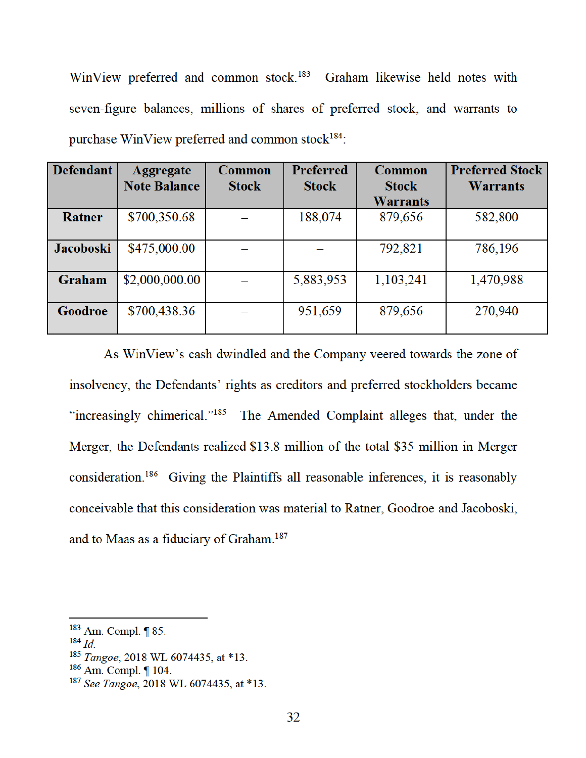WinView preferred and common stock.[183] Graham likewise held notes with seven-figure balances, millions of shares of preferred stock, and warrants to purchase WinView preferred and common stock[184]:

| Defendant | Aggregate Note Balance | Common Stock | Preferred Stock | Common Stock Warrants | Preferred Stock Warrants |
|---|---|---|---|---|---|
| **Ratner** | $700,350.68 | – | 188,074 | 879,656 | 582,800 |
| **Jacoboski** | $475,000.00 | – | – | 792,821 | 786,196 |
| **Graham** | $2,000,000.00 | – | 5,883,953 | 1,103,241 | 1,470,988 |
| **Goodroe** | $700,438.36 | – | 951,659 | 879,656 | 270,940 |

As WinView's cash dwindled and the Company veered towards the zone of insolvency, the Defendants' rights as creditors and preferred stockholders became "increasingly chimerical."[185] The Amended Complaint alleges that, under the Merger, the Defendants realized $13.8 million of the total $35 million in Merger consideration.[186] Giving the Plaintiffs all reasonable inferences, it is reasonably conceivable that this consideration was material to Ratner, Goodroe and Jacoboski, and to Maas as a fiduciary of Graham.[187]

---

[183] Am. Compl. ¶ 85.

[184] *Id.*

[185] *Tangoe*, 2018 WL 6074435, at *13.

[186] Am. Compl. ¶ 104.

[187] *See Tangoe*, 2018 WL 6074435, at *13.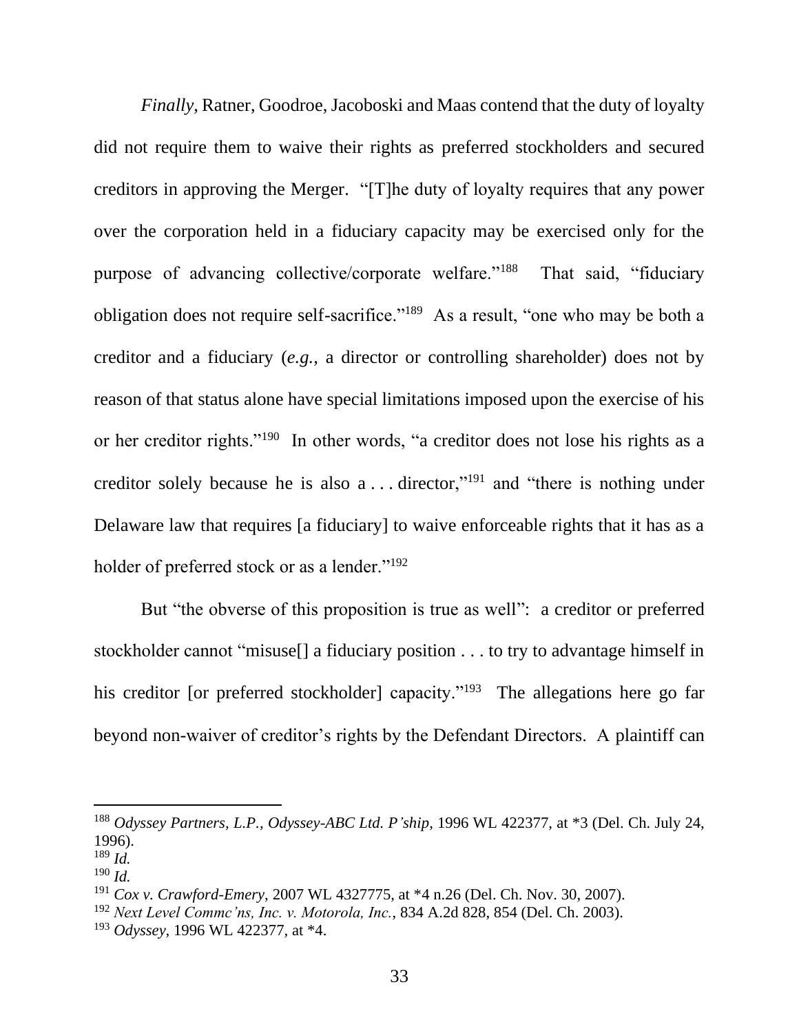*Finally*, Ratner, Goodroe, Jacoboski and Maas contend that the duty of loyalty did not require them to waive their rights as preferred stockholders and secured creditors in approving the Merger. "[T]he duty of loyalty requires that any power over the corporation held in a fiduciary capacity may be exercised only for the purpose of advancing collective/corporate welfare."[188] That said, "fiduciary obligation does not require self-sacrifice."[189] As a result, "one who may be both a creditor and a fiduciary (*e.g.*, a director or controlling shareholder) does not by reason of that status alone have special limitations imposed upon the exercise of his or her creditor rights."[190] In other words, "a creditor does not lose his rights as a creditor solely because he is also a . . . director,"[191] and "there is nothing under Delaware law that requires [a fiduciary] to waive enforceable rights that it has as a holder of preferred stock or as a lender."[192]

But "the obverse of this proposition is true as well": a creditor or preferred stockholder cannot "misuse[] a fiduciary position . . . to try to advantage himself in his creditor [or preferred stockholder] capacity."[193] The allegations here go far beyond non-waiver of creditor's rights by the Defendant Directors. A plaintiff can

---

[188] *Odyssey Partners, L.P., Odyssey-ABC Ltd. P'ship*, 1996 WL 422377, at *3 (Del. Ch. July 24, 1996).

[189] *Id.*

[190] *Id.*

[191] *Cox v. Crawford-Emery*, 2007 WL 4327775, at *4 n.26 (Del. Ch. Nov. 30, 2007).

[192] *Next Level Commc'ns, Inc. v. Motorola, Inc.*, 834 A.2d 828, 854 (Del. Ch. 2003).

[193] *Odyssey*, 1996 WL 422377, at *4.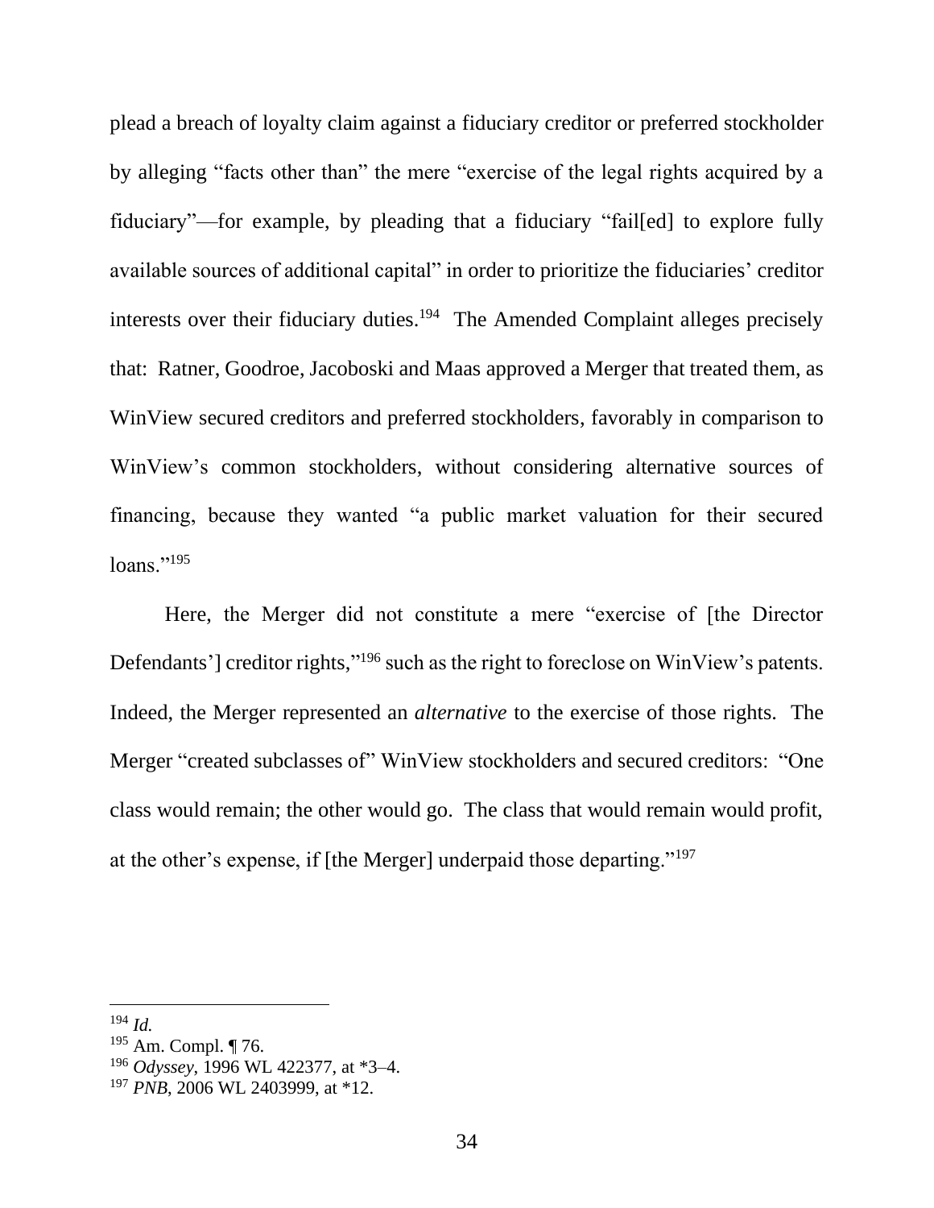plead a breach of loyalty claim against a fiduciary creditor or preferred stockholder by alleging "facts other than" the mere "exercise of the legal rights acquired by a fiduciary"—for example, by pleading that a fiduciary "fail[ed] to explore fully available sources of additional capital" in order to prioritize the fiduciaries' creditor interests over their fiduciary duties.[194] The Amended Complaint alleges precisely that: Ratner, Goodroe, Jacoboski and Maas approved a Merger that treated them, as WinView secured creditors and preferred stockholders, favorably in comparison to WinView's common stockholders, without considering alternative sources of financing, because they wanted "a public market valuation for their secured loans."[195]

Here, the Merger did not constitute a mere "exercise of [the Director Defendants'] creditor rights,"[196] such as the right to foreclose on WinView's patents. Indeed, the Merger represented an *alternative* to the exercise of those rights. The Merger "created subclasses of" WinView stockholders and secured creditors: "One class would remain; the other would go. The class that would remain would profit, at the other's expense, if [the Merger] underpaid those departing."[197]

---

[194] *Id.*

[195] Am. Compl. ¶ 76.

[196] *Odyssey*, 1996 WL 422377, at *3–4.

[197] *PNB*, 2006 WL 2403999, at *12.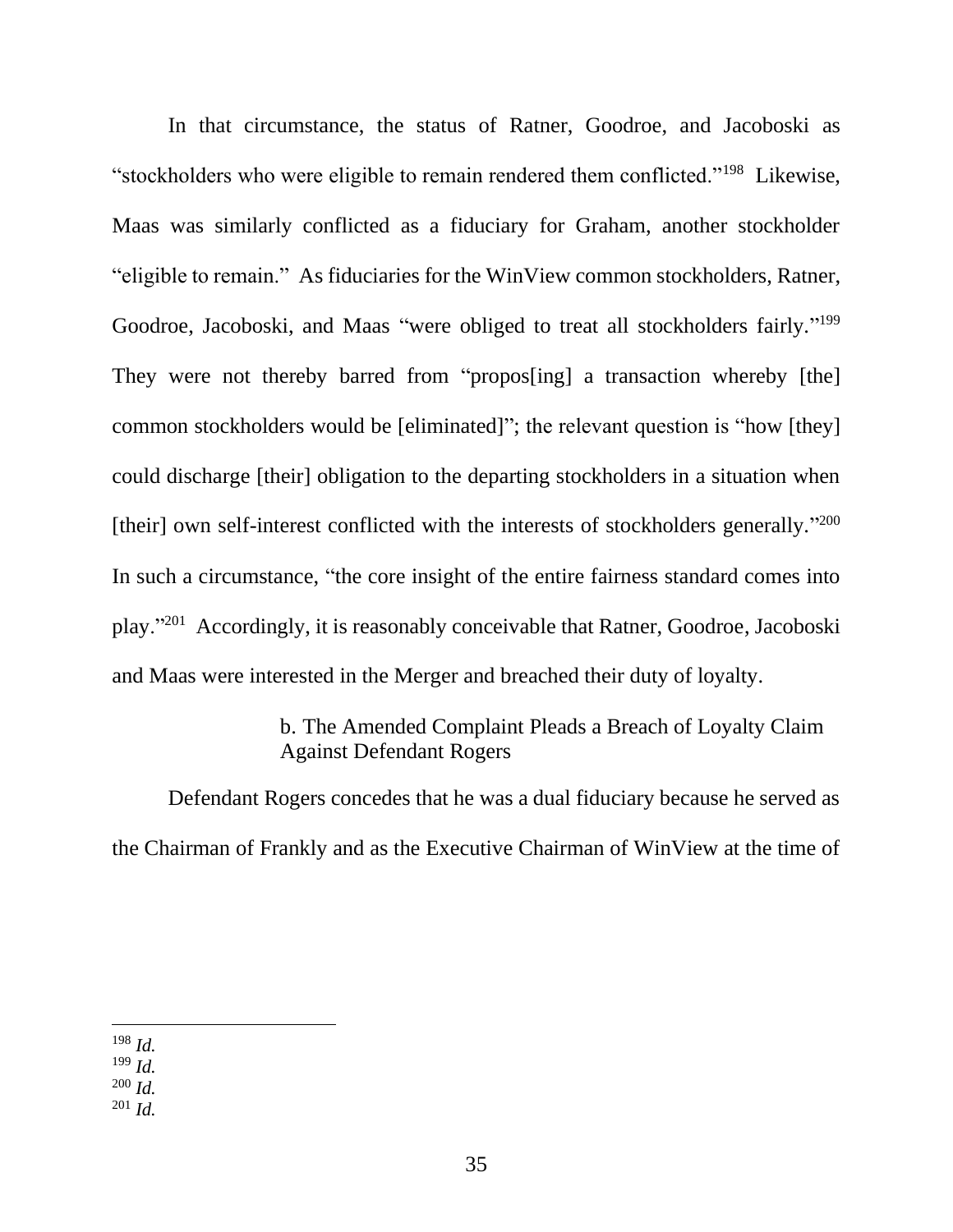In that circumstance, the status of Ratner, Goodroe, and Jacoboski as "stockholders who were eligible to remain rendered them conflicted."[198] Likewise, Maas was similarly conflicted as a fiduciary for Graham, another stockholder "eligible to remain." As fiduciaries for the WinView common stockholders, Ratner, Goodroe, Jacoboski, and Maas "were obliged to treat all stockholders fairly."[199] They were not thereby barred from "propos[ing] a transaction whereby [the] common stockholders would be [eliminated]"; the relevant question is "how [they] could discharge [their] obligation to the departing stockholders in a situation when [their] own self-interest conflicted with the interests of stockholders generally."[200] In such a circumstance, "the core insight of the entire fairness standard comes into play."[201] Accordingly, it is reasonably conceivable that Ratner, Goodroe, Jacoboski and Maas were interested in the Merger and breached their duty of loyalty.

#### b. The Amended Complaint Pleads a Breach of Loyalty Claim Against Defendant Rogers

Defendant Rogers concedes that he was a dual fiduciary because he served as the Chairman of Frankly and as the Executive Chairman of WinView at the time of

---

[198] *Id.*

[199] *Id.*

[200] *Id.*

[201] *Id.*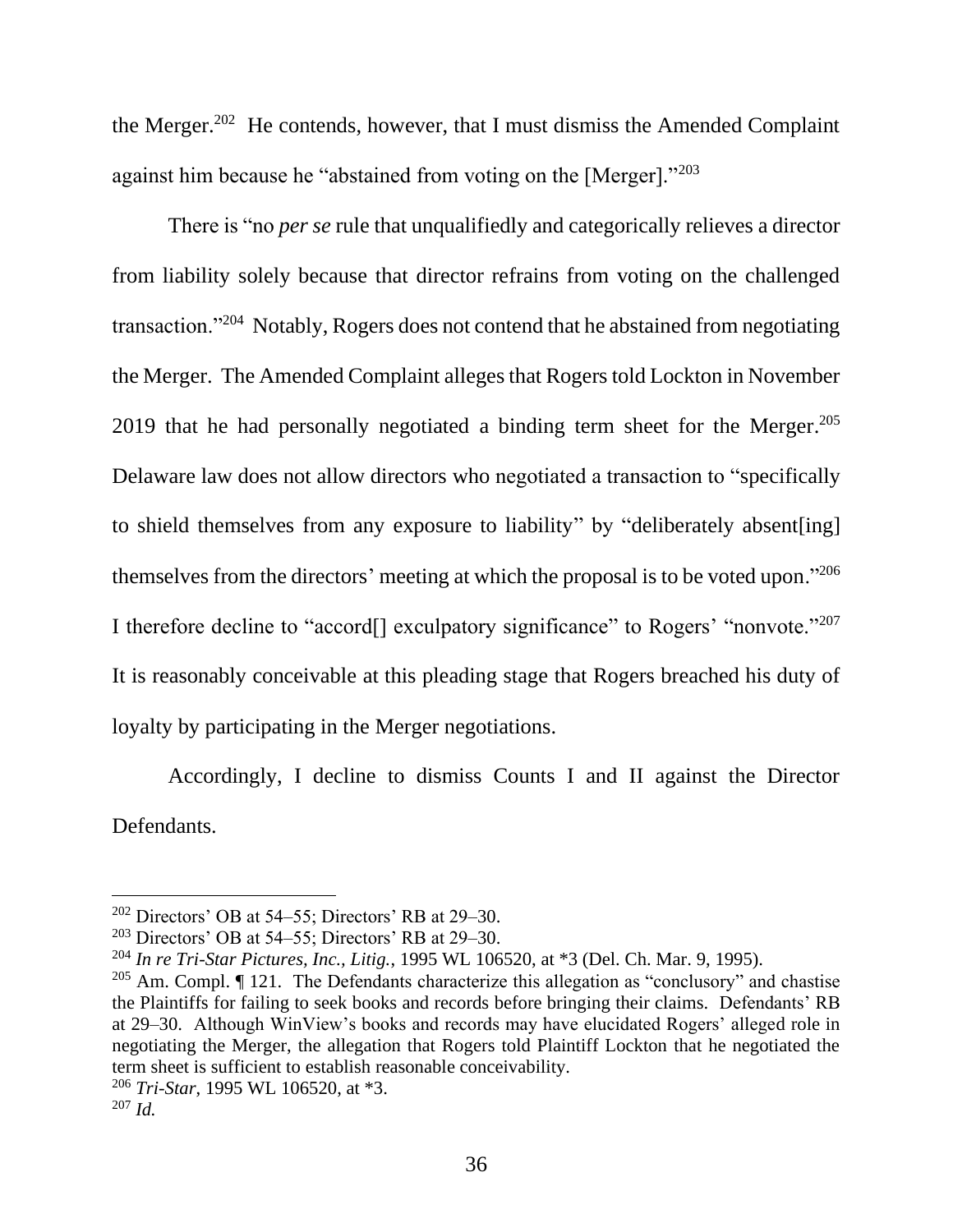the Merger.[202] He contends, however, that I must dismiss the Amended Complaint against him because he "abstained from voting on the [Merger]."[203]

There is "no *per se* rule that unqualifiedly and categorically relieves a director from liability solely because that director refrains from voting on the challenged transaction."[204] Notably, Rogers does not contend that he abstained from negotiating the Merger. The Amended Complaint alleges that Rogers told Lockton in November 2019 that he had personally negotiated a binding term sheet for the Merger.[205] Delaware law does not allow directors who negotiated a transaction to "specifically to shield themselves from any exposure to liability" by "deliberately absent[ing] themselves from the directors' meeting at which the proposal is to be voted upon."[206] I therefore decline to "accord[] exculpatory significance" to Rogers' "nonvote."[207] It is reasonably conceivable at this pleading stage that Rogers breached his duty of loyalty by participating in the Merger negotiations.

Accordingly, I decline to dismiss Counts I and II against the Director Defendants.

---

[202] Directors' OB at 54–55; Directors' RB at 29–30.

[203] Directors' OB at 54–55; Directors' RB at 29–30.

[204] *In re Tri-Star Pictures, Inc., Litig.*, 1995 WL 106520, at *3 (Del. Ch. Mar. 9, 1995).

[205] Am. Compl. ¶ 121. The Defendants characterize this allegation as "conclusory" and chastise the Plaintiffs for failing to seek books and records before bringing their claims. Defendants' RB at 29–30. Although WinView's books and records may have elucidated Rogers' alleged role in negotiating the Merger, the allegation that Rogers told Plaintiff Lockton that he negotiated the term sheet is sufficient to establish reasonable conceivability.

[206] *Tri-Star*, 1995 WL 106520, at *3.

[207] *Id.*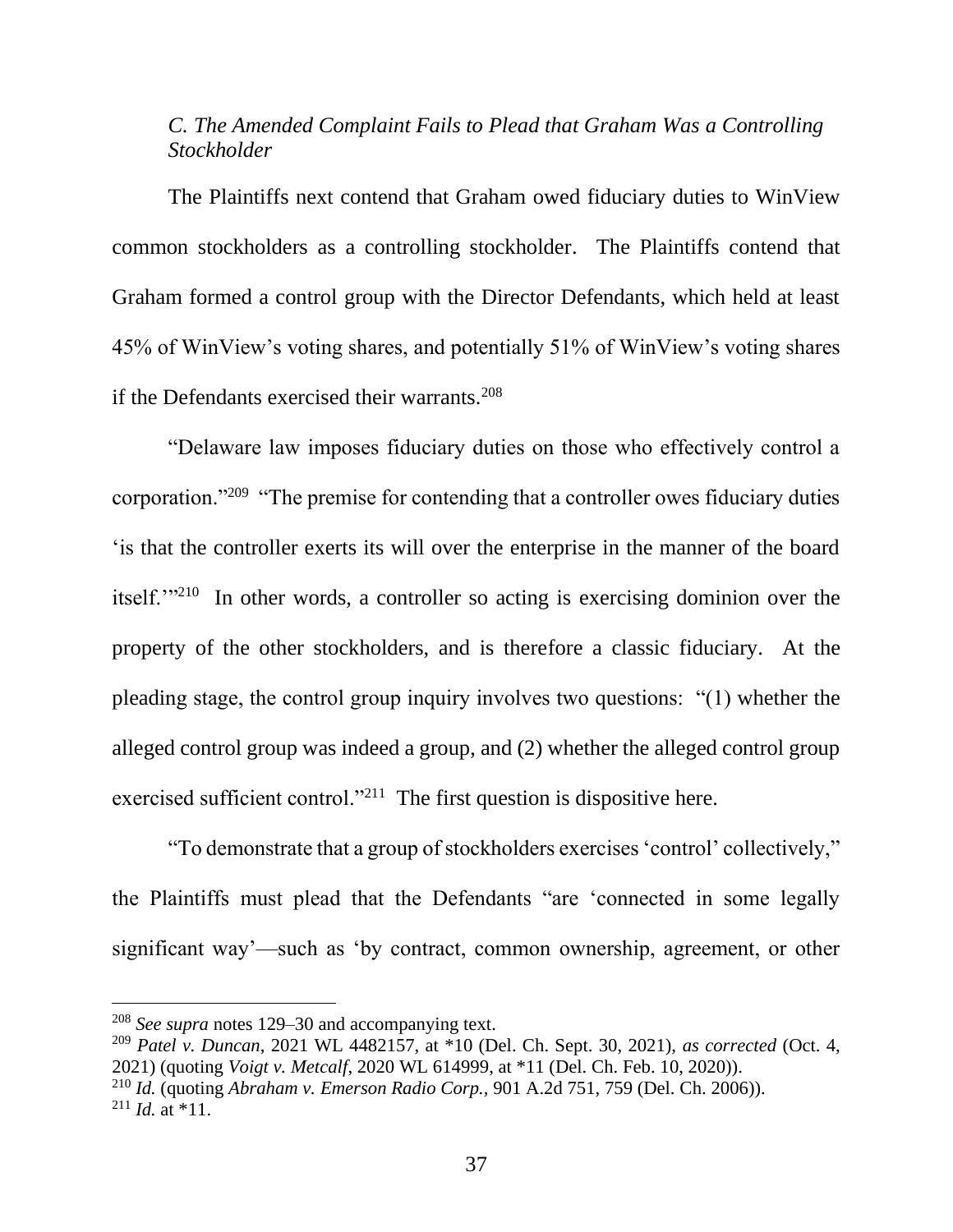*C. The Amended Complaint Fails to Plead that Graham Was a Controlling Stockholder*

The Plaintiffs next contend that Graham owed fiduciary duties to WinView common stockholders as a controlling stockholder. The Plaintiffs contend that Graham formed a control group with the Director Defendants, which held at least 45% of WinView's voting shares, and potentially 51% of WinView's voting shares if the Defendants exercised their warrants.[208]

"Delaware law imposes fiduciary duties on those who effectively control a corporation."[209] "The premise for contending that a controller owes fiduciary duties 'is that the controller exerts its will over the enterprise in the manner of the board itself.'"[210] In other words, a controller so acting is exercising dominion over the property of the other stockholders, and is therefore a classic fiduciary. At the pleading stage, the control group inquiry involves two questions: "(1) whether the alleged control group was indeed a group, and (2) whether the alleged control group exercised sufficient control."[211] The first question is dispositive here.

"To demonstrate that a group of stockholders exercises 'control' collectively," the Plaintiffs must plead that the Defendants "are 'connected in some legally significant way'—such as 'by contract, common ownership, agreement, or other

---

[208] *See supra* notes 129–30 and accompanying text.

[209] *Patel v. Duncan*, 2021 WL 4482157, at *10 (Del. Ch. Sept. 30, 2021), *as corrected* (Oct. 4, 2021) (quoting *Voigt v. Metcalf*, 2020 WL 614999, at *11 (Del. Ch. Feb. 10, 2020)).

[210] *Id.* (quoting *Abraham v. Emerson Radio Corp.*, 901 A.2d 751, 759 (Del. Ch. 2006)).

[211] *Id.* at *11.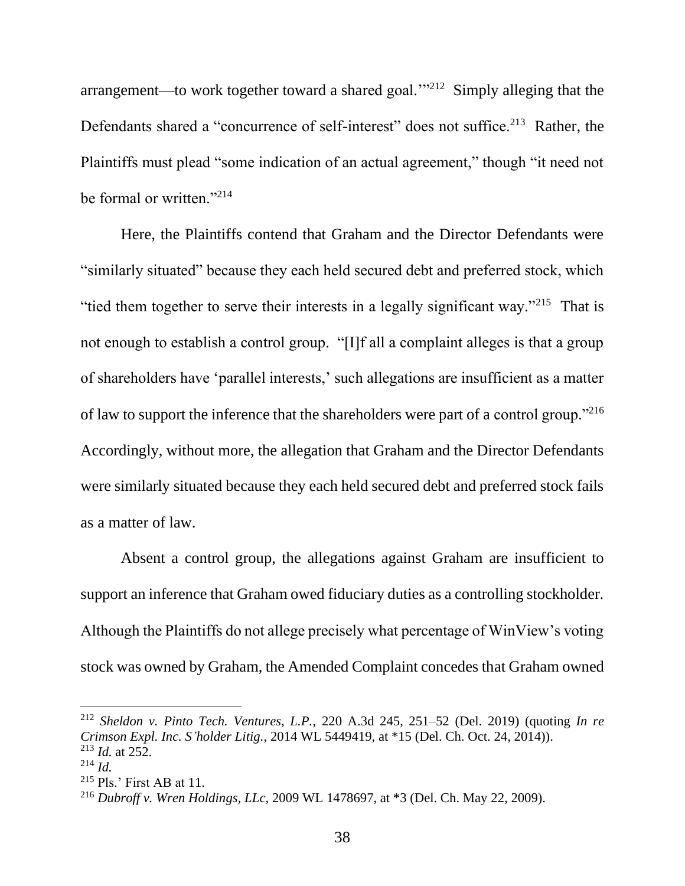arrangement—to work together toward a shared goal.'"[212] Simply alleging that the Defendants shared a "concurrence of self-interest" does not suffice.[213] Rather, the Plaintiffs must plead "some indication of an actual agreement," though "it need not be formal or written."[214]

Here, the Plaintiffs contend that Graham and the Director Defendants were "similarly situated" because they each held secured debt and preferred stock, which "tied them together to serve their interests in a legally significant way."[215] That is not enough to establish a control group. "[I]f all a complaint alleges is that a group of shareholders have 'parallel interests,' such allegations are insufficient as a matter of law to support the inference that the shareholders were part of a control group."[216] Accordingly, without more, the allegation that Graham and the Director Defendants were similarly situated because they each held secured debt and preferred stock fails as a matter of law.

Absent a control group, the allegations against Graham are insufficient to support an inference that Graham owed fiduciary duties as a controlling stockholder. Although the Plaintiffs do not allege precisely what percentage of WinView's voting stock was owned by Graham, the Amended Complaint concedes that Graham owned

---

[212] *Sheldon v. Pinto Tech. Ventures, L.P.*, 220 A.3d 245, 251–52 (Del. 2019) (quoting *In re Crimson Expl. Inc. S'holder Litig.*, 2014 WL 5449419, at *15 (Del. Ch. Oct. 24, 2014)).

[213] *Id.* at 252.

[214] *Id.*

[215] Pls.' First AB at 11.

[216] *Dubroff v. Wren Holdings, LLc*, 2009 WL 1478697, at *3 (Del. Ch. May 22, 2009).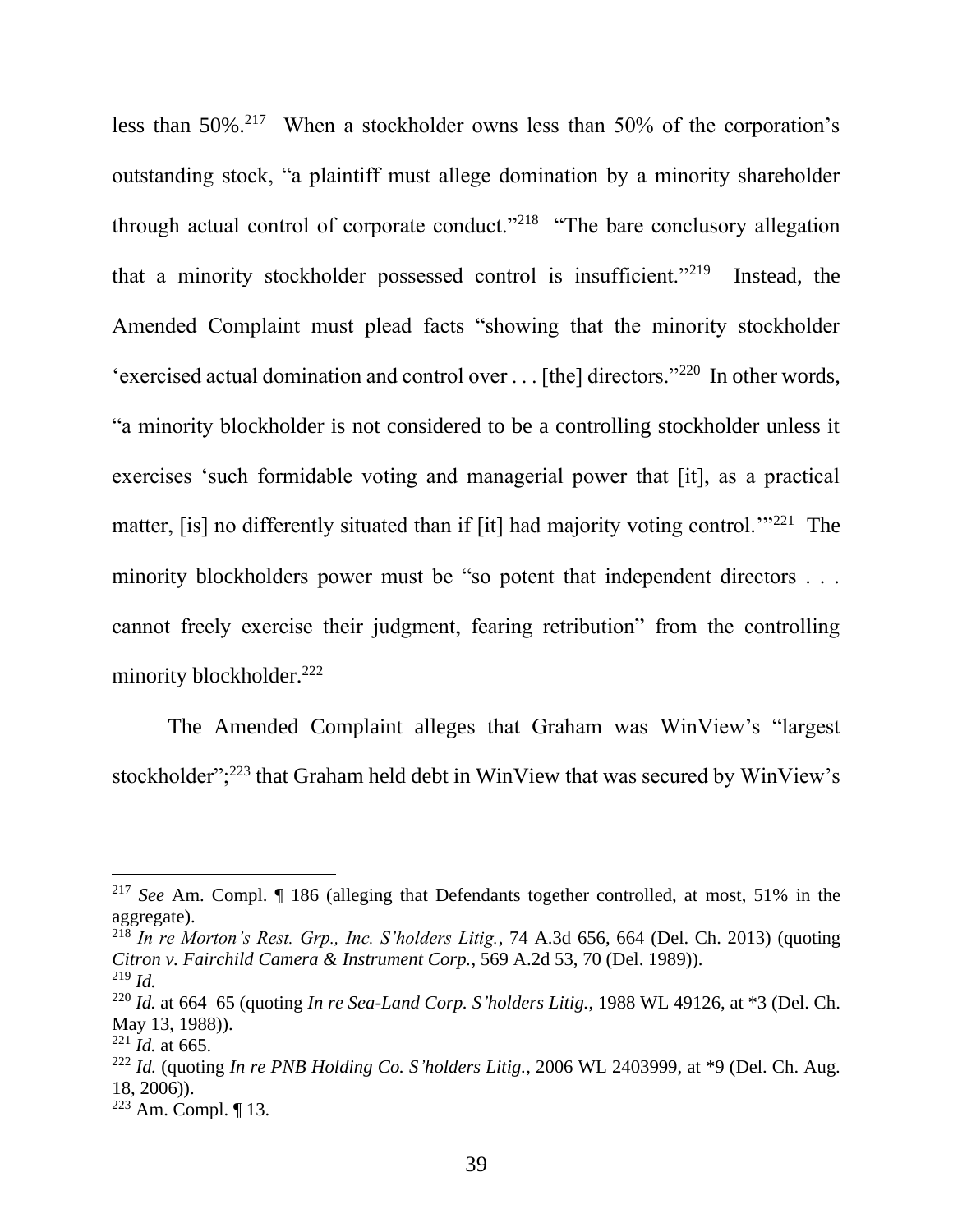less than 50%.[217] When a stockholder owns less than 50% of the corporation's outstanding stock, "a plaintiff must allege domination by a minority shareholder through actual control of corporate conduct."[218] "The bare conclusory allegation that a minority stockholder possessed control is insufficient."[219] Instead, the Amended Complaint must plead facts "showing that the minority stockholder 'exercised actual domination and control over . . . [the] directors."[220] In other words, "a minority blockholder is not considered to be a controlling stockholder unless it exercises 'such formidable voting and managerial power that [it], as a practical matter, [is] no differently situated than if [it] had majority voting control.'"[221] The minority blockholders power must be "so potent that independent directors . . . cannot freely exercise their judgment, fearing retribution" from the controlling minority blockholder.[222]

The Amended Complaint alleges that Graham was WinView's "largest stockholder";[223] that Graham held debt in WinView that was secured by WinView's

---

[217] *See* Am. Compl. ¶ 186 (alleging that Defendants together controlled, at most, 51% in the aggregate).

[218] *In re Morton's Rest. Grp., Inc. S'holders Litig.*, 74 A.3d 656, 664 (Del. Ch. 2013) (quoting *Citron v. Fairchild Camera & Instrument Corp.*, 569 A.2d 53, 70 (Del. 1989)).

[219] *Id.*

[220] *Id.* at 664–65 (quoting *In re Sea-Land Corp. S'holders Litig.*, 1988 WL 49126, at *3 (Del. Ch. May 13, 1988)).

[221] *Id.* at 665.

[222] *Id.* (quoting *In re PNB Holding Co. S'holders Litig.*, 2006 WL 2403999, at *9 (Del. Ch. Aug. 18, 2006)).

[223] Am. Compl. ¶ 13.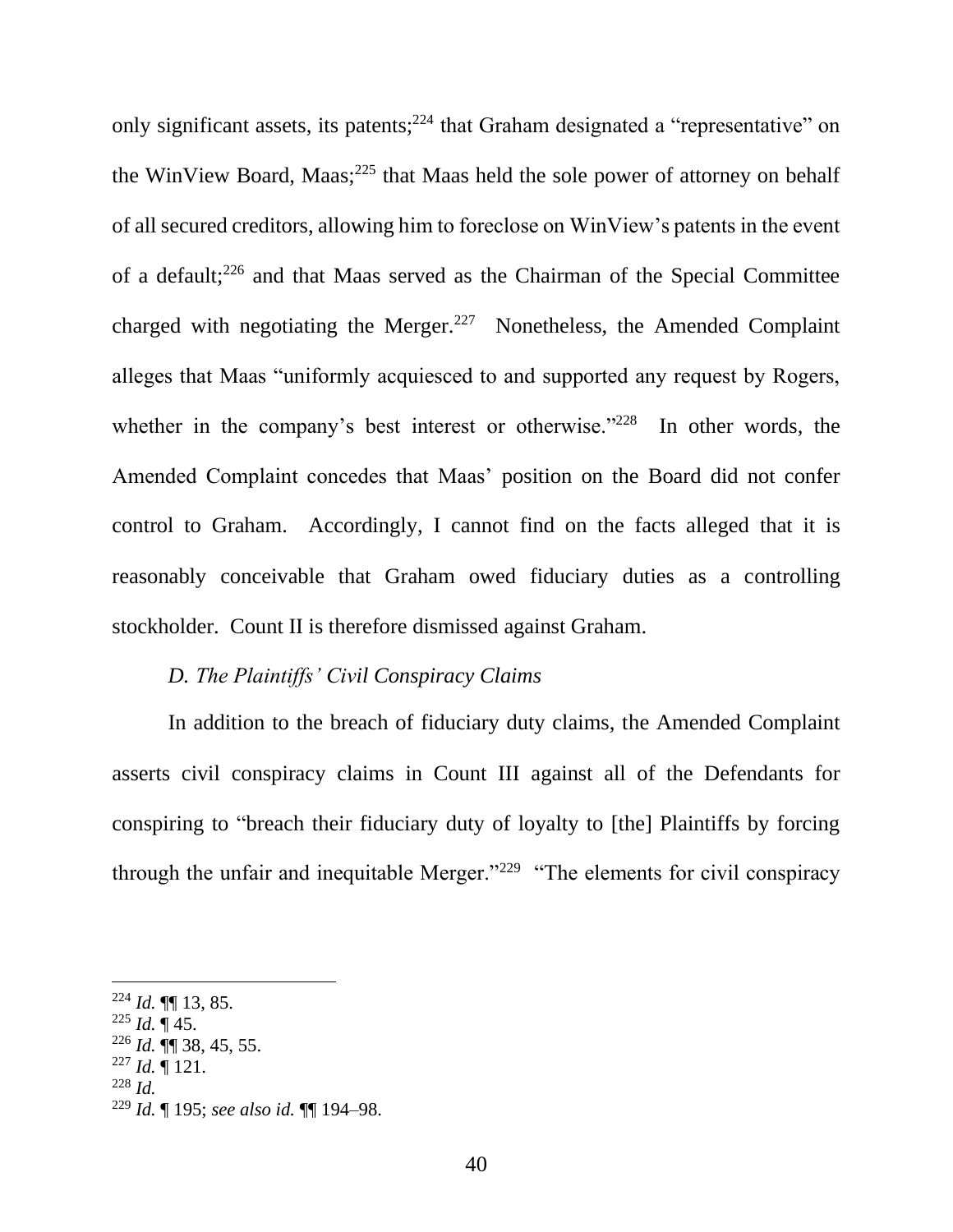only significant assets, its patents;[224] that Graham designated a "representative" on the WinView Board, Maas;[225] that Maas held the sole power of attorney on behalf of all secured creditors, allowing him to foreclose on WinView's patents in the event of a default;[226] and that Maas served as the Chairman of the Special Committee charged with negotiating the Merger.[227] Nonetheless, the Amended Complaint alleges that Maas "uniformly acquiesced to and supported any request by Rogers, whether in the company's best interest or otherwise."[228] In other words, the Amended Complaint concedes that Maas' position on the Board did not confer control to Graham. Accordingly, I cannot find on the facts alleged that it is reasonably conceivable that Graham owed fiduciary duties as a controlling stockholder. Count II is therefore dismissed against Graham.

### *D. The Plaintiffs' Civil Conspiracy Claims*

In addition to the breach of fiduciary duty claims, the Amended Complaint asserts civil conspiracy claims in Count III against all of the Defendants for conspiring to "breach their fiduciary duty of loyalty to [the] Plaintiffs by forcing through the unfair and inequitable Merger."[229] "The elements for civil conspiracy

---

[224] *Id.* ¶¶ 13, 85.

[225] *Id.* ¶ 45.

[226] *Id.* ¶¶ 38, 45, 55.

[227] *Id.* ¶ 121.

[228] *Id.*

[229] *Id.* ¶ 195; *see also id.* ¶¶ 194–98.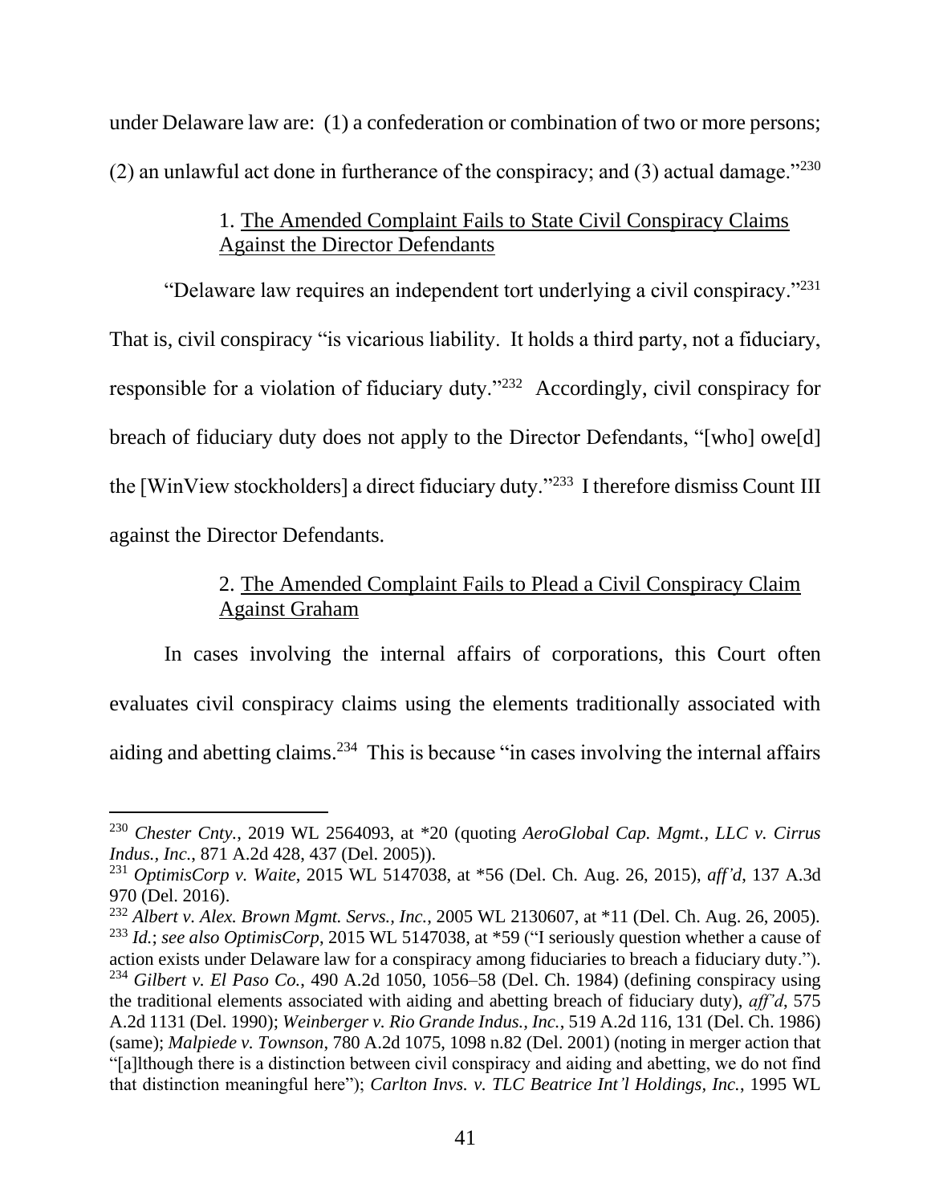under Delaware law are: (1) a confederation or combination of two or more persons; (2) an unlawful act done in furtherance of the conspiracy; and (3) actual damage."[230]

1. The Amended Complaint Fails to State Civil Conspiracy Claims Against the Director Defendants

"Delaware law requires an independent tort underlying a civil conspiracy."[231] That is, civil conspiracy "is vicarious liability. It holds a third party, not a fiduciary, responsible for a violation of fiduciary duty."[232] Accordingly, civil conspiracy for breach of fiduciary duty does not apply to the Director Defendants, "[who] owe[d] the [WinView stockholders] a direct fiduciary duty."[233] I therefore dismiss Count III against the Director Defendants.

2. The Amended Complaint Fails to Plead a Civil Conspiracy Claim Against Graham

In cases involving the internal affairs of corporations, this Court often evaluates civil conspiracy claims using the elements traditionally associated with aiding and abetting claims.[234] This is because "in cases involving the internal affairs

---

[230] *Chester Cnty.*, 2019 WL 2564093, at *20 (quoting *AeroGlobal Cap. Mgmt., LLC v. Cirrus Indus., Inc.*, 871 A.2d 428, 437 (Del. 2005)).

[231] *OptimisCorp v. Waite*, 2015 WL 5147038, at *56 (Del. Ch. Aug. 26, 2015), *aff'd*, 137 A.3d 970 (Del. 2016).

[232] *Albert v. Alex. Brown Mgmt. Servs., Inc.*, 2005 WL 2130607, at *11 (Del. Ch. Aug. 26, 2005).

[233] *Id.*; *see also OptimisCorp*, 2015 WL 5147038, at *59 ("I seriously question whether a cause of action exists under Delaware law for a conspiracy among fiduciaries to breach a fiduciary duty.").

[234] *Gilbert v. El Paso Co.*, 490 A.2d 1050, 1056–58 (Del. Ch. 1984) (defining conspiracy using the traditional elements associated with aiding and abetting breach of fiduciary duty), *aff'd*, 575 A.2d 1131 (Del. 1990); *Weinberger v. Rio Grande Indus., Inc.*, 519 A.2d 116, 131 (Del. Ch. 1986) (same); *Malpiede v. Townson*, 780 A.2d 1075, 1098 n.82 (Del. 2001) (noting in merger action that "[a]lthough there is a distinction between civil conspiracy and aiding and abetting, we do not find that distinction meaningful here"); *Carlton Invs. v. TLC Beatrice Int'l Holdings, Inc.*, 1995 WL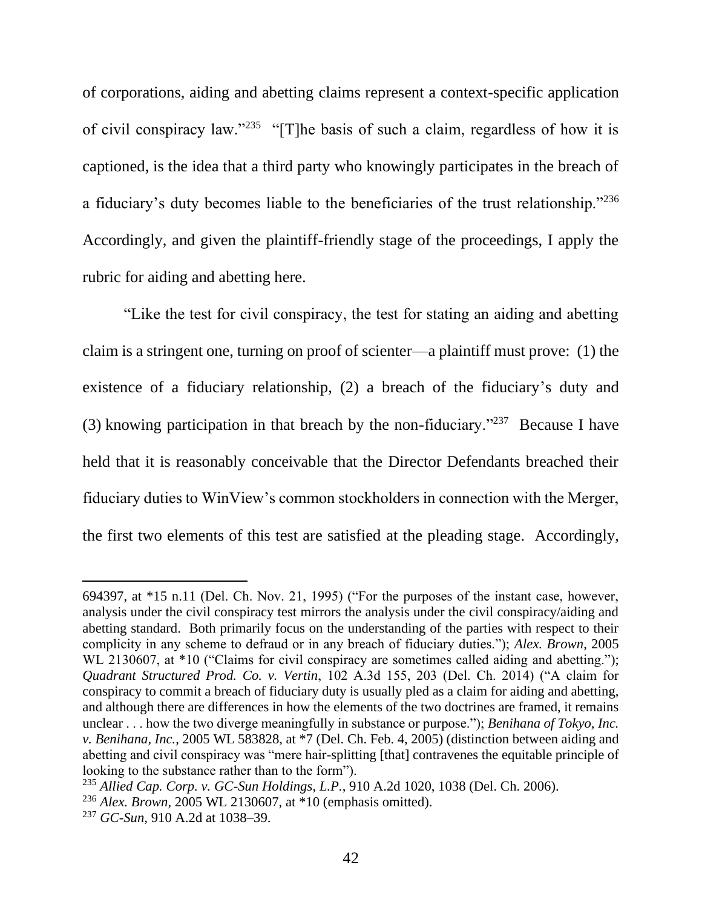of corporations, aiding and abetting claims represent a context-specific application of civil conspiracy law."[235] "[T]he basis of such a claim, regardless of how it is captioned, is the idea that a third party who knowingly participates in the breach of a fiduciary's duty becomes liable to the beneficiaries of the trust relationship."[236] Accordingly, and given the plaintiff-friendly stage of the proceedings, I apply the rubric for aiding and abetting here.

"Like the test for civil conspiracy, the test for stating an aiding and abetting claim is a stringent one, turning on proof of scienter—a plaintiff must prove: (1) the existence of a fiduciary relationship, (2) a breach of the fiduciary's duty and (3) knowing participation in that breach by the non-fiduciary."[237] Because I have held that it is reasonably conceivable that the Director Defendants breached their fiduciary duties to WinView's common stockholders in connection with the Merger, the first two elements of this test are satisfied at the pleading stage. Accordingly,

---

694397, at *15 n.11 (Del. Ch. Nov. 21, 1995) ("For the purposes of the instant case, however, analysis under the civil conspiracy test mirrors the analysis under the civil conspiracy/aiding and abetting standard. Both primarily focus on the understanding of the parties with respect to their complicity in any scheme to defraud or in any breach of fiduciary duties."); *Alex. Brown*, 2005 WL 2130607, at *10 ("Claims for civil conspiracy are sometimes called aiding and abetting."); *Quadrant Structured Prod. Co. v. Vertin*, 102 A.3d 155, 203 (Del. Ch. 2014) ("A claim for conspiracy to commit a breach of fiduciary duty is usually pled as a claim for aiding and abetting, and although there are differences in how the elements of the two doctrines are framed, it remains unclear . . . how the two diverge meaningfully in substance or purpose."); *Benihana of Tokyo, Inc. v. Benihana, Inc.*, 2005 WL 583828, at *7 (Del. Ch. Feb. 4, 2005) (distinction between aiding and abetting and civil conspiracy was "mere hair-splitting [that] contravenes the equitable principle of looking to the substance rather than to the form").

[235] *Allied Cap. Corp. v. GC-Sun Holdings, L.P.*, 910 A.2d 1020, 1038 (Del. Ch. 2006).

[236] *Alex. Brown*, 2005 WL 2130607, at *10 (emphasis omitted).

[237] *GC-Sun*, 910 A.2d at 1038–39.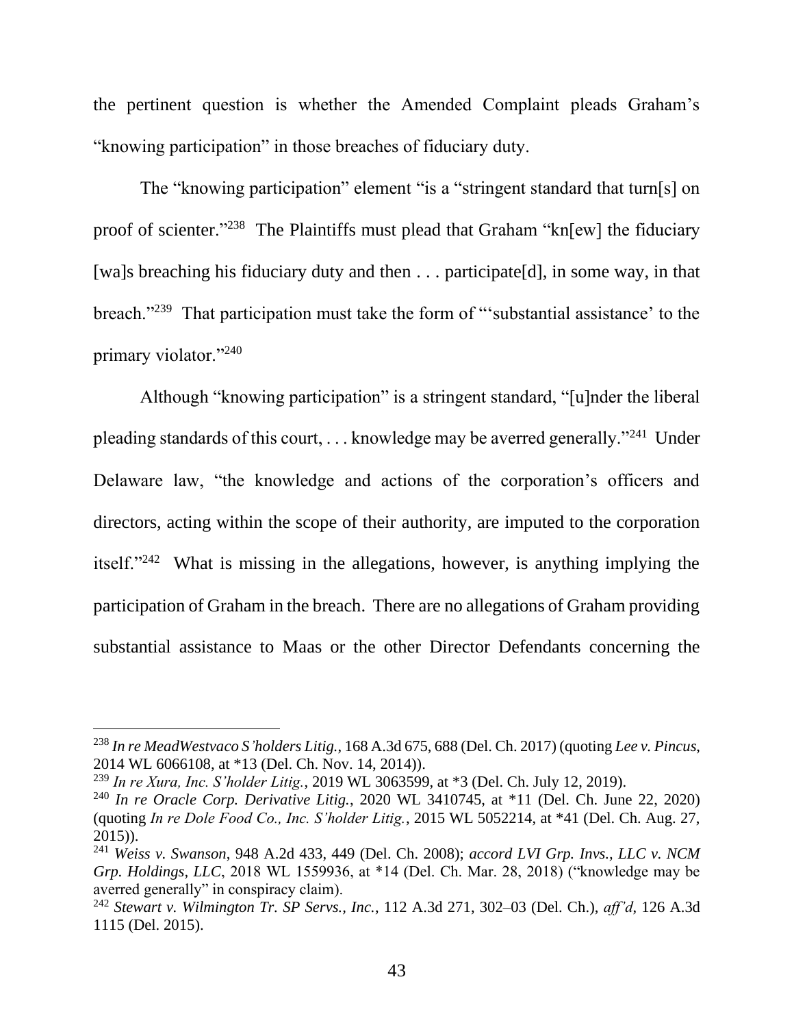the pertinent question is whether the Amended Complaint pleads Graham's "knowing participation" in those breaches of fiduciary duty.

The "knowing participation" element "is a "stringent standard that turn[s] on proof of scienter."[238] The Plaintiffs must plead that Graham "kn[ew] the fiduciary [wa]s breaching his fiduciary duty and then . . . participate[d], in some way, in that breach."[239] That participation must take the form of "'substantial assistance' to the primary violator."[240]

Although "knowing participation" is a stringent standard, "[u]nder the liberal pleading standards of this court, . . . knowledge may be averred generally."[241] Under Delaware law, "the knowledge and actions of the corporation's officers and directors, acting within the scope of their authority, are imputed to the corporation itself."[242] What is missing in the allegations, however, is anything implying the participation of Graham in the breach. There are no allegations of Graham providing substantial assistance to Maas or the other Director Defendants concerning the

---

[238] *In re MeadWestvaco S'holders Litig.*, 168 A.3d 675, 688 (Del. Ch. 2017) (quoting *Lee v. Pincus*, 2014 WL 6066108, at *13 (Del. Ch. Nov. 14, 2014)).

[239] *In re Xura, Inc. S'holder Litig.*, 2019 WL 3063599, at *3 (Del. Ch. July 12, 2019).

[240] *In re Oracle Corp. Derivative Litig.*, 2020 WL 3410745, at *11 (Del. Ch. June 22, 2020) (quoting *In re Dole Food Co., Inc. S'holder Litig.*, 2015 WL 5052214, at *41 (Del. Ch. Aug. 27, 2015)).

[241] *Weiss v. Swanson*, 948 A.2d 433, 449 (Del. Ch. 2008); *accord LVI Grp. Invs., LLC v. NCM Grp. Holdings, LLC*, 2018 WL 1559936, at *14 (Del. Ch. Mar. 28, 2018) ("knowledge may be averred generally" in conspiracy claim).

[242] *Stewart v. Wilmington Tr. SP Servs., Inc.*, 112 A.3d 271, 302–03 (Del. Ch.), *aff'd*, 126 A.3d 1115 (Del. 2015).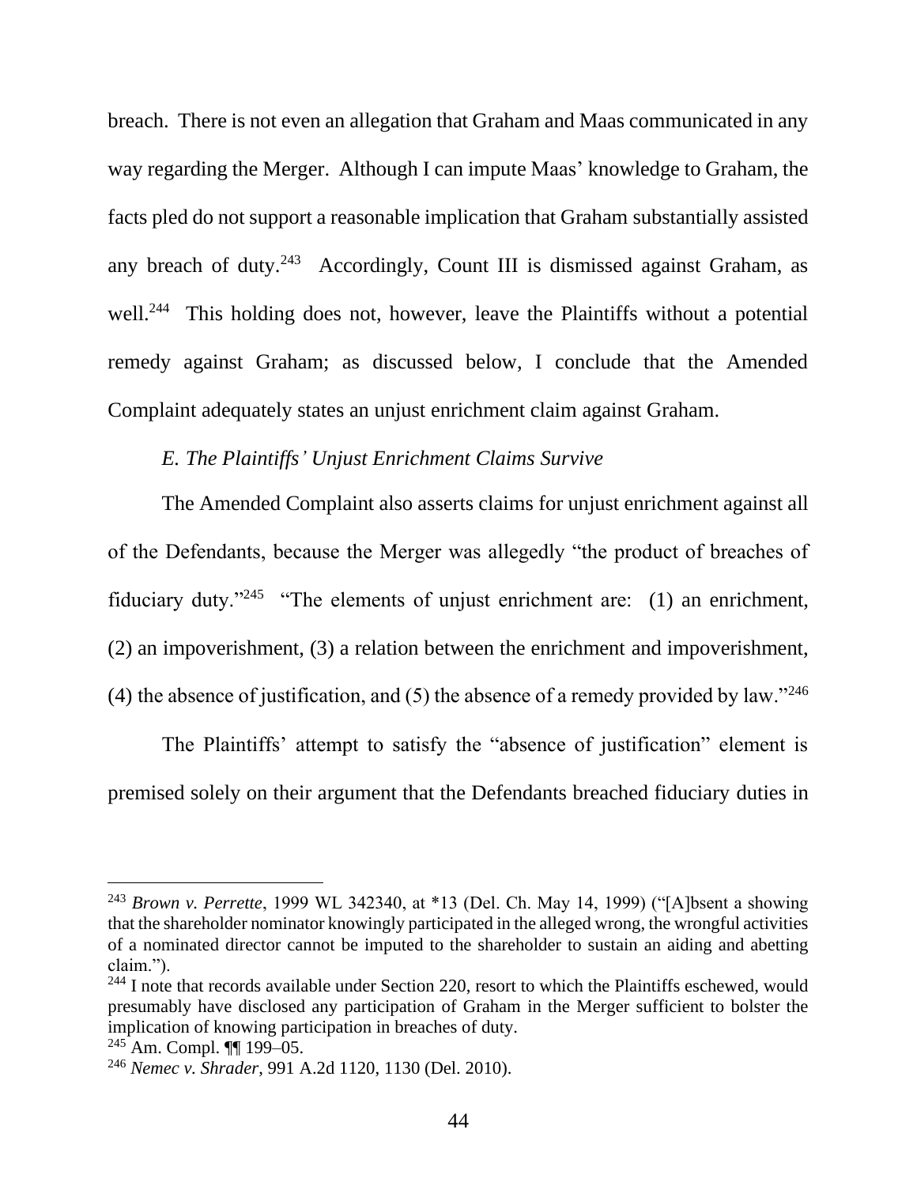breach. There is not even an allegation that Graham and Maas communicated in any way regarding the Merger. Although I can impute Maas' knowledge to Graham, the facts pled do not support a reasonable implication that Graham substantially assisted any breach of duty.[243] Accordingly, Count III is dismissed against Graham, as well.[244] This holding does not, however, leave the Plaintiffs without a potential remedy against Graham; as discussed below, I conclude that the Amended Complaint adequately states an unjust enrichment claim against Graham.

*E. The Plaintiffs' Unjust Enrichment Claims Survive*

The Amended Complaint also asserts claims for unjust enrichment against all of the Defendants, because the Merger was allegedly "the product of breaches of fiduciary duty."[245] "The elements of unjust enrichment are: (1) an enrichment, (2) an impoverishment, (3) a relation between the enrichment and impoverishment, (4) the absence of justification, and (5) the absence of a remedy provided by law."[246]

The Plaintiffs' attempt to satisfy the "absence of justification" element is premised solely on their argument that the Defendants breached fiduciary duties in

---

[243] *Brown v. Perrette*, 1999 WL 342340, at *13 (Del. Ch. May 14, 1999) ("[A]bsent a showing that the shareholder nominator knowingly participated in the alleged wrong, the wrongful activities of a nominated director cannot be imputed to the shareholder to sustain an aiding and abetting claim.").

[244] I note that records available under Section 220, resort to which the Plaintiffs eschewed, would presumably have disclosed any participation of Graham in the Merger sufficient to bolster the implication of knowing participation in breaches of duty.

[245] Am. Compl. ¶¶ 199–05.

[246] *Nemec v. Shrader*, 991 A.2d 1120, 1130 (Del. 2010).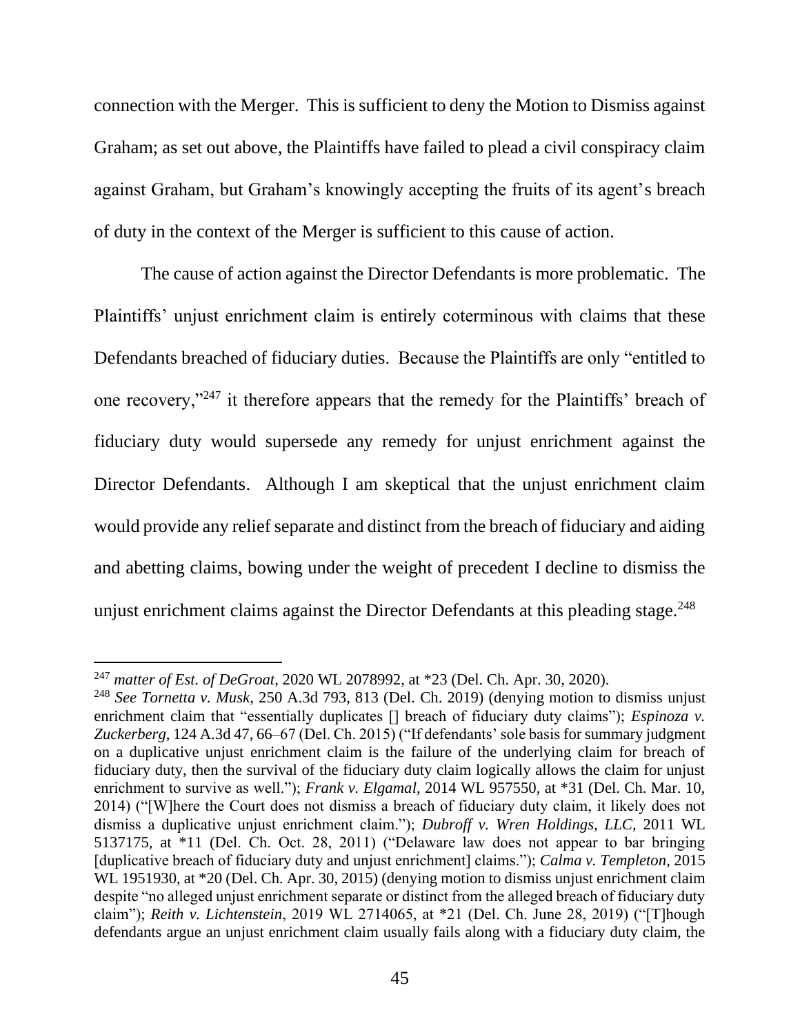connection with the Merger. This is sufficient to deny the Motion to Dismiss against Graham; as set out above, the Plaintiffs have failed to plead a civil conspiracy claim against Graham, but Graham's knowingly accepting the fruits of its agent's breach of duty in the context of the Merger is sufficient to this cause of action.

The cause of action against the Director Defendants is more problematic. The Plaintiffs' unjust enrichment claim is entirely coterminous with claims that these Defendants breached of fiduciary duties. Because the Plaintiffs are only "entitled to one recovery,"[247] it therefore appears that the remedy for the Plaintiffs' breach of fiduciary duty would supersede any remedy for unjust enrichment against the Director Defendants. Although I am skeptical that the unjust enrichment claim would provide any relief separate and distinct from the breach of fiduciary and aiding and abetting claims, bowing under the weight of precedent I decline to dismiss the unjust enrichment claims against the Director Defendants at this pleading stage.[248]

---

[247] *matter of Est. of DeGroat*, 2020 WL 2078992, at *23 (Del. Ch. Apr. 30, 2020).

[248] *See Tornetta v. Musk*, 250 A.3d 793, 813 (Del. Ch. 2019) (denying motion to dismiss unjust enrichment claim that "essentially duplicates [] breach of fiduciary duty claims"); *Espinoza v. Zuckerberg*, 124 A.3d 47, 66–67 (Del. Ch. 2015) ("If defendants' sole basis for summary judgment on a duplicative unjust enrichment claim is the failure of the underlying claim for breach of fiduciary duty, then the survival of the fiduciary duty claim logically allows the claim for unjust enrichment to survive as well."); *Frank v. Elgamal*, 2014 WL 957550, at *31 (Del. Ch. Mar. 10, 2014) ("[W]here the Court does not dismiss a breach of fiduciary duty claim, it likely does not dismiss a duplicative unjust enrichment claim."); *Dubroff v. Wren Holdings, LLC*, 2011 WL 5137175, at *11 (Del. Ch. Oct. 28, 2011) ("Delaware law does not appear to bar bringing [duplicative breach of fiduciary duty and unjust enrichment] claims."); *Calma v. Templeton*, 2015 WL 1951930, at *20 (Del. Ch. Apr. 30, 2015) (denying motion to dismiss unjust enrichment claim despite "no alleged unjust enrichment separate or distinct from the alleged breach of fiduciary duty claim"); *Reith v. Lichtenstein*, 2019 WL 2714065, at *21 (Del. Ch. June 28, 2019) ("[T]hough defendants argue an unjust enrichment claim usually fails along with a fiduciary duty claim, the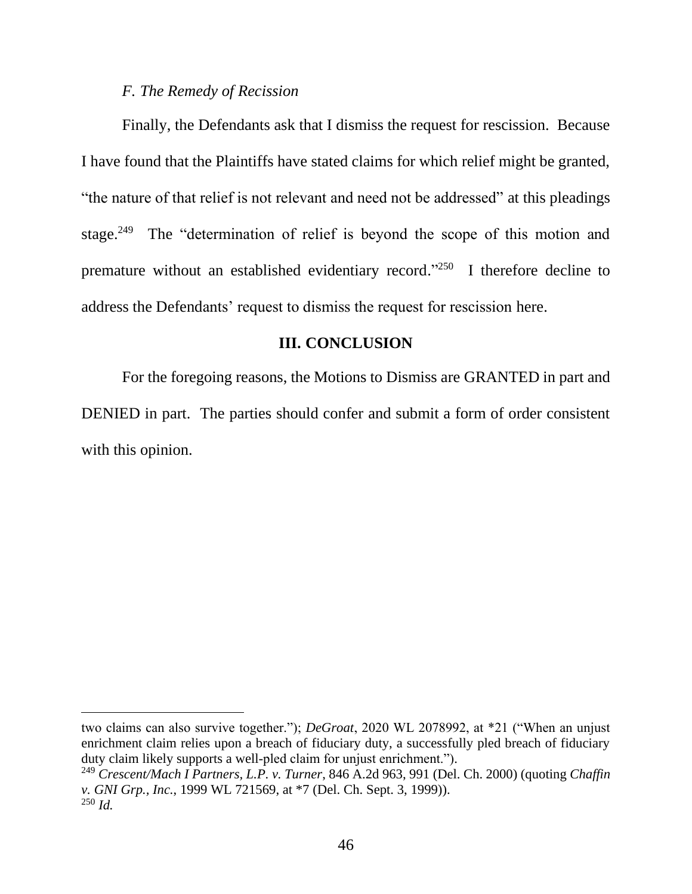*F. The Remedy of Recission*

Finally, the Defendants ask that I dismiss the request for rescission. Because I have found that the Plaintiffs have stated claims for which relief might be granted, "the nature of that relief is not relevant and need not be addressed" at this pleadings stage.[249] The "determination of relief is beyond the scope of this motion and premature without an established evidentiary record."[250] I therefore decline to address the Defendants' request to dismiss the request for rescission here.

## III. CONCLUSION

For the foregoing reasons, the Motions to Dismiss are GRANTED in part and DENIED in part. The parties should confer and submit a form of order consistent with this opinion.

---

two claims can also survive together."); *DeGroat*, 2020 WL 2078992, at *21 ("When an unjust enrichment claim relies upon a breach of fiduciary duty, a successfully pled breach of fiduciary duty claim likely supports a well-pled claim for unjust enrichment.").

[249] *Crescent/Mach I Partners, L.P. v. Turner*, 846 A.2d 963, 991 (Del. Ch. 2000) (quoting *Chaffin v. GNI Grp., Inc.*, 1999 WL 721569, at *7 (Del. Ch. Sept. 3, 1999)).

[250] *Id.*